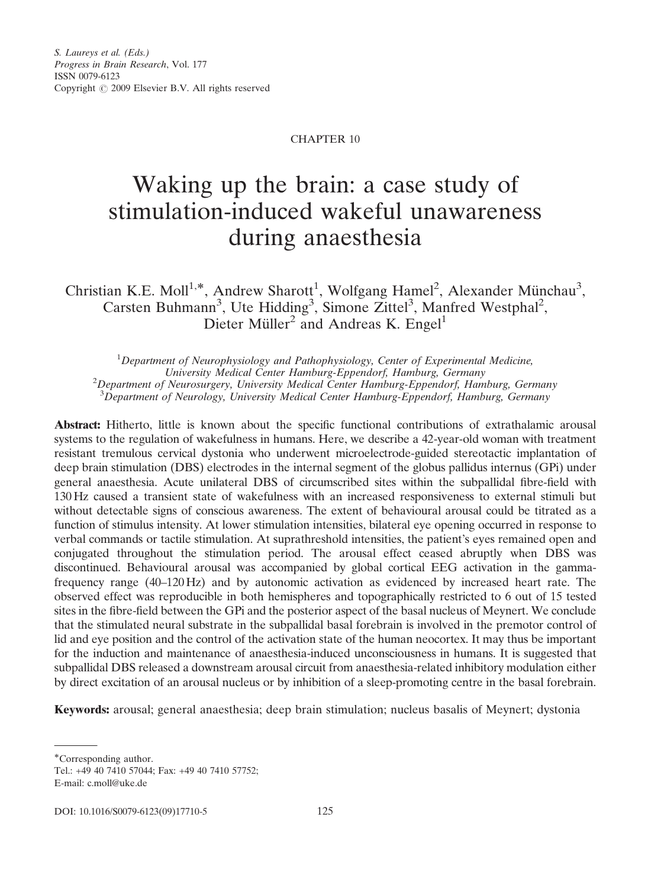S. Laureys et al. (Eds.)
Progress in Brain Research, Vol. 177
ISSN 0079-6123
Copyright © 2009 Elsevier B.V. All rights reserved

CHAPTER 10

# Waking up the brain: a case study of stimulation-induced wakeful unawareness during anaesthesia

Christian K.E. Moll[1,*], Andrew Sharott[1], Wolfgang Hamel[2], Alexander Münchau[3], Carsten Buhmann[3], Ute Hidding[3], Simone Zittel[3], Manfred Westphal[2], Dieter Müller[2] and Andreas K. Engel[1]

[1]Department of Neurophysiology and Pathophysiology, Center of Experimental Medicine, University Medical Center Hamburg-Eppendorf, Hamburg, Germany
[2]Department of Neurosurgery, University Medical Center Hamburg-Eppendorf, Hamburg, Germany
[3]Department of Neurology, University Medical Center Hamburg-Eppendorf, Hamburg, Germany

**Abstract:** Hitherto, little is known about the specific functional contributions of extrathalamic arousal systems to the regulation of wakefulness in humans. Here, we describe a 42-year-old woman with treatment resistant tremulous cervical dystonia who underwent microelectrode-guided stereotactic implantation of deep brain stimulation (DBS) electrodes in the internal segment of the globus pallidus internus (GPi) under general anaesthesia. Acute unilateral DBS of circumscribed sites within the subpallidal fibre-field with 130 Hz caused a transient state of wakefulness with an increased responsiveness to external stimuli but without detectable signs of conscious awareness. The extent of behavioural arousal could be titrated as a function of stimulus intensity. At lower stimulation intensities, bilateral eye opening occurred in response to verbal commands or tactile stimulation. At suprathreshold intensities, the patient's eyes remained open and conjugated throughout the stimulation period. The arousal effect ceased abruptly when DBS was discontinued. Behavioural arousal was accompanied by global cortical EEG activation in the gamma-frequency range (40–120 Hz) and by autonomic activation as evidenced by increased heart rate. The observed effect was reproducible in both hemispheres and topographically restricted to 6 out of 15 tested sites in the fibre-field between the GPi and the posterior aspect of the basal nucleus of Meynert. We conclude that the stimulated neural substrate in the subpallidal basal forebrain is involved in the premotor control of lid and eye position and the control of the activation state of the human neocortex. It may thus be important for the induction and maintenance of anaesthesia-induced unconsciousness in humans. It is suggested that subpallidal DBS released a downstream arousal circuit from anaesthesia-related inhibitory modulation either by direct excitation of an arousal nucleus or by inhibition of a sleep-promoting centre in the basal forebrain.

**Keywords:** arousal; general anaesthesia; deep brain stimulation; nucleus basalis of Meynert; dystonia

*Corresponding author.
Tel.: +49 40 7410 57044; Fax: +49 40 7410 57752;
E-mail: c.moll@uke.de

DOI: 10.1016/S0079-6123(09)17710-5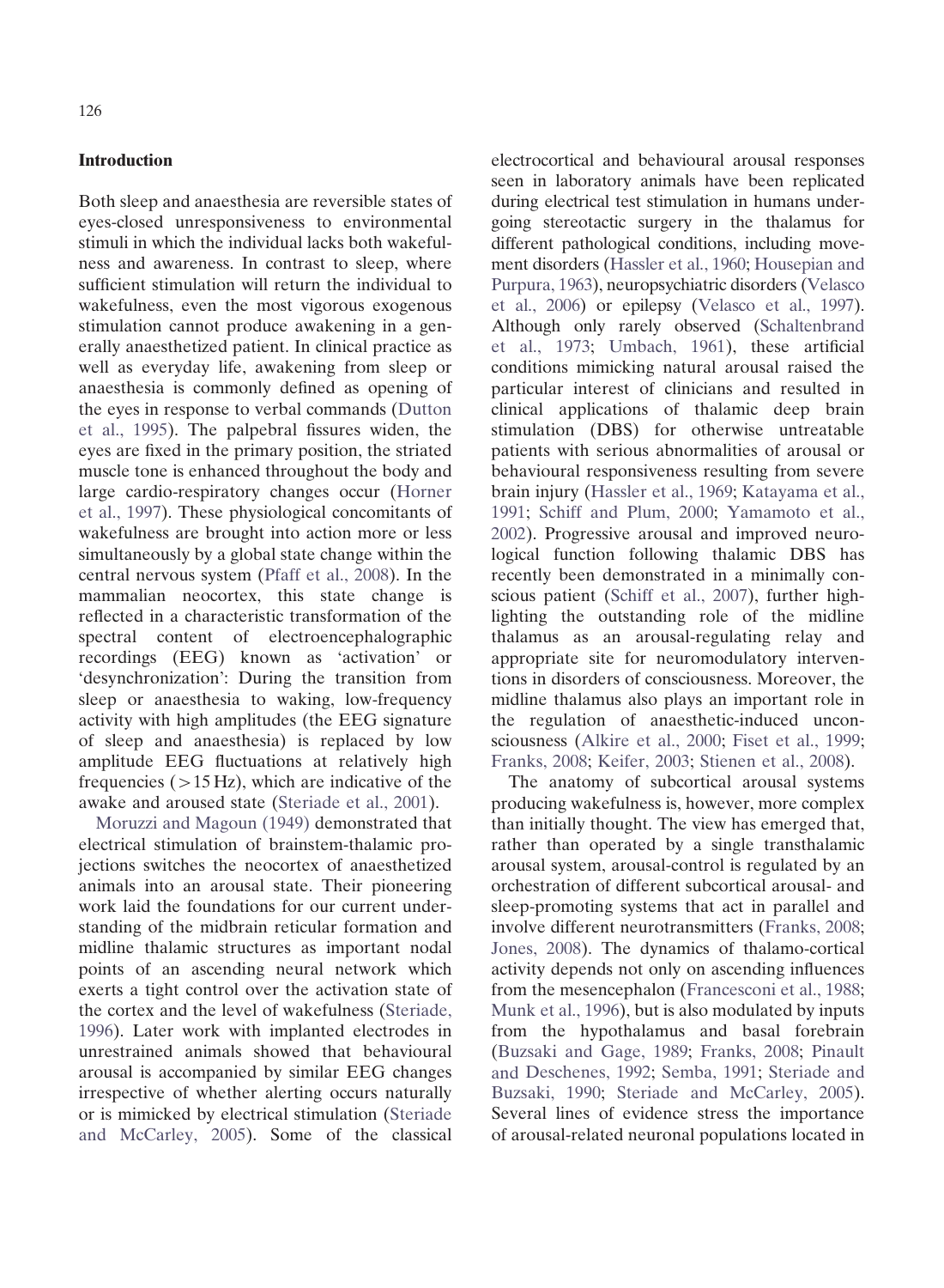## Introduction

Both sleep and anaesthesia are reversible states of eyes-closed unresponsiveness to environmental stimuli in which the individual lacks both wakefulness and awareness. In contrast to sleep, where sufficient stimulation will return the individual to wakefulness, even the most vigorous exogenous stimulation cannot produce awakening in a generally anaesthetized patient. In clinical practice as well as everyday life, awakening from sleep or anaesthesia is commonly defined as opening of the eyes in response to verbal commands (Dutton et al., 1995). The palpebral fissures widen, the eyes are fixed in the primary position, the striated muscle tone is enhanced throughout the body and large cardio-respiratory changes occur (Horner et al., 1997). These physiological concomitants of wakefulness are brought into action more or less simultaneously by a global state change within the central nervous system (Pfaff et al., 2008). In the mammalian neocortex, this state change is reflected in a characteristic transformation of the spectral content of electroencephalographic recordings (EEG) known as 'activation' or 'desynchronization': During the transition from sleep or anaesthesia to waking, low-frequency activity with high amplitudes (the EEG signature of sleep and anaesthesia) is replaced by low amplitude EEG fluctuations at relatively high frequencies ($>15$ Hz), which are indicative of the awake and aroused state (Steriade et al., 2001).

Moruzzi and Magoun (1949) demonstrated that electrical stimulation of brainstem-thalamic projections switches the neocortex of anaesthetized animals into an arousal state. Their pioneering work laid the foundations for our current understanding of the midbrain reticular formation and midline thalamic structures as important nodal points of an ascending neural network which exerts a tight control over the activation state of the cortex and the level of wakefulness (Steriade, 1996). Later work with implanted electrodes in unrestrained animals showed that behavioural arousal is accompanied by similar EEG changes irrespective of whether alerting occurs naturally or is mimicked by electrical stimulation (Steriade and McCarley, 2005). Some of the classical electrocortical and behavioural arousal responses seen in laboratory animals have been replicated during electrical test stimulation in humans undergoing stereotactic surgery in the thalamus for different pathological conditions, including movement disorders (Hassler et al., 1960; Housepian and Purpura, 1963), neuropsychiatric disorders (Velasco et al., 2006) or epilepsy (Velasco et al., 1997). Although only rarely observed (Schaltenbrand et al., 1973; Umbach, 1961), these artificial conditions mimicking natural arousal raised the particular interest of clinicians and resulted in clinical applications of thalamic deep brain stimulation (DBS) for otherwise untreatable patients with serious abnormalities of arousal or behavioural responsiveness resulting from severe brain injury (Hassler et al., 1969; Katayama et al., 1991; Schiff and Plum, 2000; Yamamoto et al., 2002). Progressive arousal and improved neurological function following thalamic DBS has recently been demonstrated in a minimally conscious patient (Schiff et al., 2007), further highlighting the outstanding role of the midline thalamus as an arousal-regulating relay and appropriate site for neuromodulatory interventions in disorders of consciousness. Moreover, the midline thalamus also plays an important role in the regulation of anaesthetic-induced unconsciousness (Alkire et al., 2000; Fiset et al., 1999; Franks, 2008; Keifer, 2003; Stienen et al., 2008).

The anatomy of subcortical arousal systems producing wakefulness is, however, more complex than initially thought. The view has emerged that, rather than operated by a single transthalamic arousal system, arousal-control is regulated by an orchestration of different subcortical arousal- and sleep-promoting systems that act in parallel and involve different neurotransmitters (Franks, 2008; Jones, 2008). The dynamics of thalamo-cortical activity depends not only on ascending influences from the mesencephalon (Francesconi et al., 1988; Munk et al., 1996), but is also modulated by inputs from the hypothalamus and basal forebrain (Buzsaki and Gage, 1989; Franks, 2008; Pinault and Deschenes, 1992; Semba, 1991; Steriade and Buzsaki, 1990; Steriade and McCarley, 2005). Several lines of evidence stress the importance of arousal-related neuronal populations located in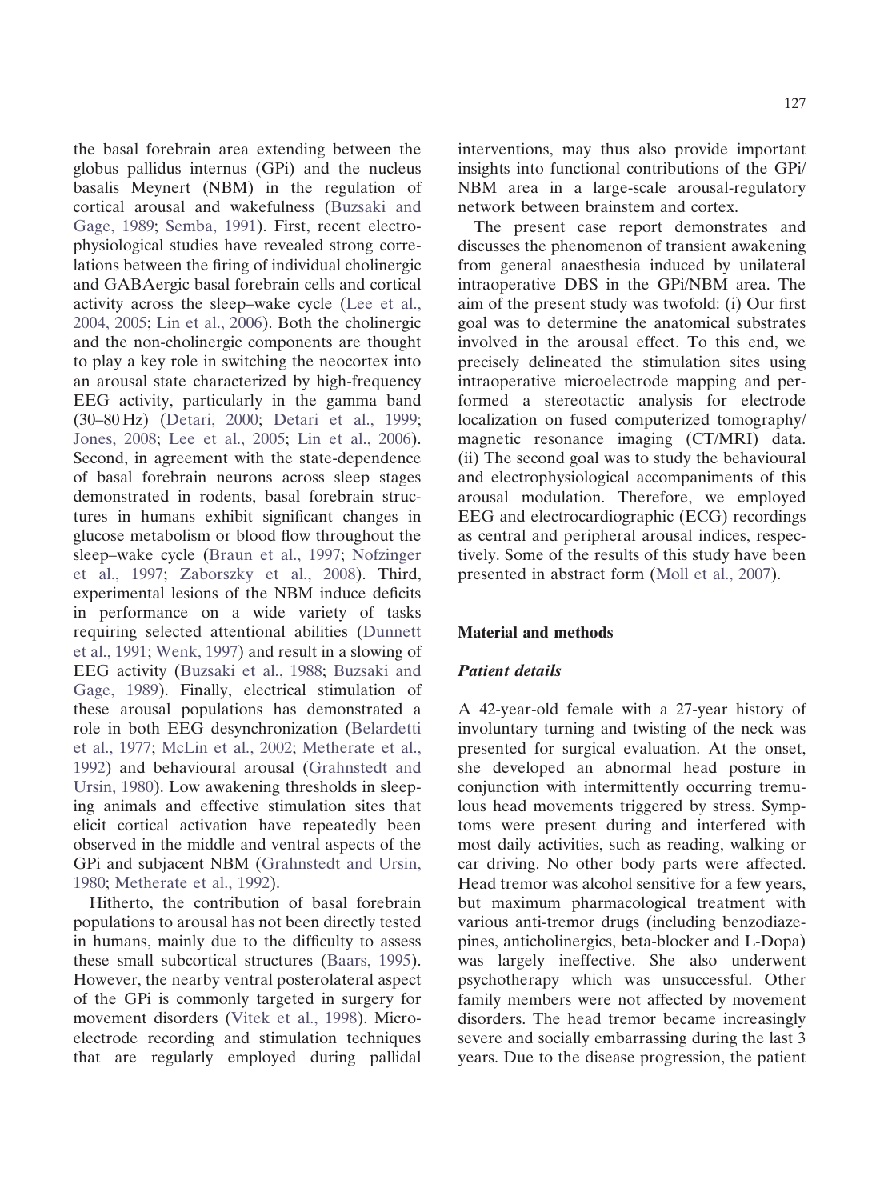the basal forebrain area extending between the globus pallidus internus (GPi) and the nucleus basalis Meynert (NBM) in the regulation of cortical arousal and wakefulness (Buzsaki and Gage, 1989; Semba, 1991). First, recent electrophysiological studies have revealed strong correlations between the firing of individual cholinergic and GABAergic basal forebrain cells and cortical activity across the sleep–wake cycle (Lee et al., 2004, 2005; Lin et al., 2006). Both the cholinergic and the non-cholinergic components are thought to play a key role in switching the neocortex into an arousal state characterized by high-frequency EEG activity, particularly in the gamma band (30–80 Hz) (Detari, 2000; Detari et al., 1999; Jones, 2008; Lee et al., 2005; Lin et al., 2006). Second, in agreement with the state-dependence of basal forebrain neurons across sleep stages demonstrated in rodents, basal forebrain structures in humans exhibit significant changes in glucose metabolism or blood flow throughout the sleep–wake cycle (Braun et al., 1997; Nofzinger et al., 1997; Zaborszky et al., 2008). Third, experimental lesions of the NBM induce deficits in performance on a wide variety of tasks requiring selected attentional abilities (Dunnett et al., 1991; Wenk, 1997) and result in a slowing of EEG activity (Buzsaki et al., 1988; Buzsaki and Gage, 1989). Finally, electrical stimulation of these arousal populations has demonstrated a role in both EEG desynchronization (Belardetti et al., 1977; McLin et al., 2002; Metherate et al., 1992) and behavioural arousal (Grahnstedt and Ursin, 1980). Low awakening thresholds in sleeping animals and effective stimulation sites that elicit cortical activation have repeatedly been observed in the middle and ventral aspects of the GPi and subjacent NBM (Grahnstedt and Ursin, 1980; Metherate et al., 1992).

Hitherto, the contribution of basal forebrain populations to arousal has not been directly tested in humans, mainly due to the difficulty to assess these small subcortical structures (Baars, 1995). However, the nearby ventral posterolateral aspect of the GPi is commonly targeted in surgery for movement disorders (Vitek et al., 1998). Microelectrode recording and stimulation techniques that are regularly employed during pallidal interventions, may thus also provide important insights into functional contributions of the GPi/NBM area in a large-scale arousal-regulatory network between brainstem and cortex.

The present case report demonstrates and discusses the phenomenon of transient awakening from general anaesthesia induced by unilateral intraoperative DBS in the GPi/NBM area. The aim of the present study was twofold: (i) Our first goal was to determine the anatomical substrates involved in the arousal effect. To this end, we precisely delineated the stimulation sites using intraoperative microelectrode mapping and performed a stereotactic analysis for electrode localization on fused computerized tomography/magnetic resonance imaging (CT/MRI) data. (ii) The second goal was to study the behavioural and electrophysiological accompaniments of this arousal modulation. Therefore, we employed EEG and electrocardiographic (ECG) recordings as central and peripheral arousal indices, respectively. Some of the results of this study have been presented in abstract form (Moll et al., 2007).

## Material and methods

### *Patient details*

A 42-year-old female with a 27-year history of involuntary turning and twisting of the neck was presented for surgical evaluation. At the onset, she developed an abnormal head posture in conjunction with intermittently occurring tremulous head movements triggered by stress. Symptoms were present during and interfered with most daily activities, such as reading, walking or car driving. No other body parts were affected. Head tremor was alcohol sensitive for a few years, but maximum pharmacological treatment with various anti-tremor drugs (including benzodiazepines, anticholinergics, beta-blocker and L-Dopa) was largely ineffective. She also underwent psychotherapy which was unsuccessful. Other family members were not affected by movement disorders. The head tremor became increasingly severe and socially embarrassing during the last 3 years. Due to the disease progression, the patient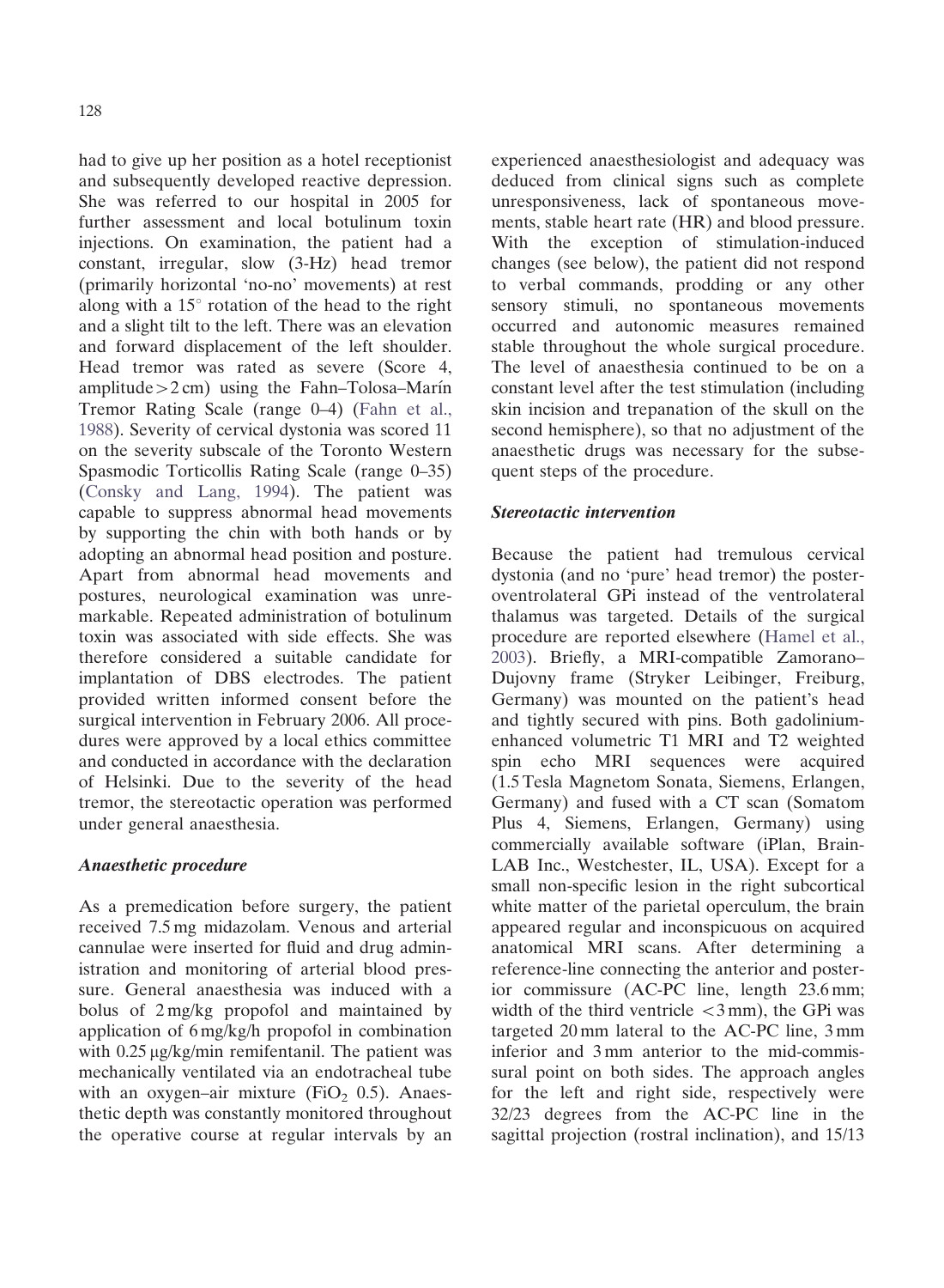had to give up her position as a hotel receptionist and subsequently developed reactive depression. She was referred to our hospital in 2005 for further assessment and local botulinum toxin injections. On examination, the patient had a constant, irregular, slow (3-Hz) head tremor (primarily horizontal 'no-no' movements) at rest along with a 15° rotation of the head to the right and a slight tilt to the left. There was an elevation and forward displacement of the left shoulder. Head tremor was rated as severe (Score 4, amplitude > 2 cm) using the Fahn–Tolosa–Marín Tremor Rating Scale (range 0–4) (Fahn et al., 1988). Severity of cervical dystonia was scored 11 on the severity subscale of the Toronto Western Spasmodic Torticollis Rating Scale (range 0–35) (Consky and Lang, 1994). The patient was capable to suppress abnormal head movements by supporting the chin with both hands or by adopting an abnormal head position and posture. Apart from abnormal head movements and postures, neurological examination was unremarkable. Repeated administration of botulinum toxin was associated with side effects. She was therefore considered a suitable candidate for implantation of DBS electrodes. The patient provided written informed consent before the surgical intervention in February 2006. All procedures were approved by a local ethics committee and conducted in accordance with the declaration of Helsinki. Due to the severity of the head tremor, the stereotactic operation was performed under general anaesthesia.

### *Anaesthetic procedure*

As a premedication before surgery, the patient received 7.5 mg midazolam. Venous and arterial cannulae were inserted for fluid and drug administration and monitoring of arterial blood pressure. General anaesthesia was induced with a bolus of 2 mg/kg propofol and maintained by application of 6 mg/kg/h propofol in combination with 0.25 μg/kg/min remifentanil. The patient was mechanically ventilated via an endotracheal tube with an oxygen–air mixture ($FiO_2$ 0.5). Anaesthetic depth was constantly monitored throughout the operative course at regular intervals by an experienced anaesthesiologist and adequacy was deduced from clinical signs such as complete unresponsiveness, lack of spontaneous movements, stable heart rate (HR) and blood pressure. With the exception of stimulation-induced changes (see below), the patient did not respond to verbal commands, prodding or any other sensory stimuli, no spontaneous movements occurred and autonomic measures remained stable throughout the whole surgical procedure. The level of anaesthesia continued to be on a constant level after the test stimulation (including skin incision and trepanation of the skull on the second hemisphere), so that no adjustment of the anaesthetic drugs was necessary for the subsequent steps of the procedure.

### *Stereotactic intervention*

Because the patient had tremulous cervical dystonia (and no 'pure' head tremor) the posteroventrolateral GPi instead of the ventrolateral thalamus was targeted. Details of the surgical procedure are reported elsewhere (Hamel et al., 2003). Briefly, a MRI-compatible Zamorano–Dujovny frame (Stryker Leibinger, Freiburg, Germany) was mounted on the patient's head and tightly secured with pins. Both gadolinium-enhanced volumetric T1 MRI and T2 weighted spin echo MRI sequences were acquired (1.5 Tesla Magnetom Sonata, Siemens, Erlangen, Germany) and fused with a CT scan (Somatom Plus 4, Siemens, Erlangen, Germany) using commercially available software (iPlan, BrainLAB Inc., Westchester, IL, USA). Except for a small non-specific lesion in the right subcortical white matter of the parietal operculum, the brain appeared regular and inconspicuous on acquired anatomical MRI scans. After determining a reference-line connecting the anterior and posterior commissure (AC-PC line, length 23.6 mm; width of the third ventricle < 3 mm), the GPi was targeted 20 mm lateral to the AC-PC line, 3 mm inferior and 3 mm anterior to the mid-commissural point on both sides. The approach angles for the left and right side, respectively were 32/23 degrees from the AC-PC line in the sagittal projection (rostral inclination), and 15/13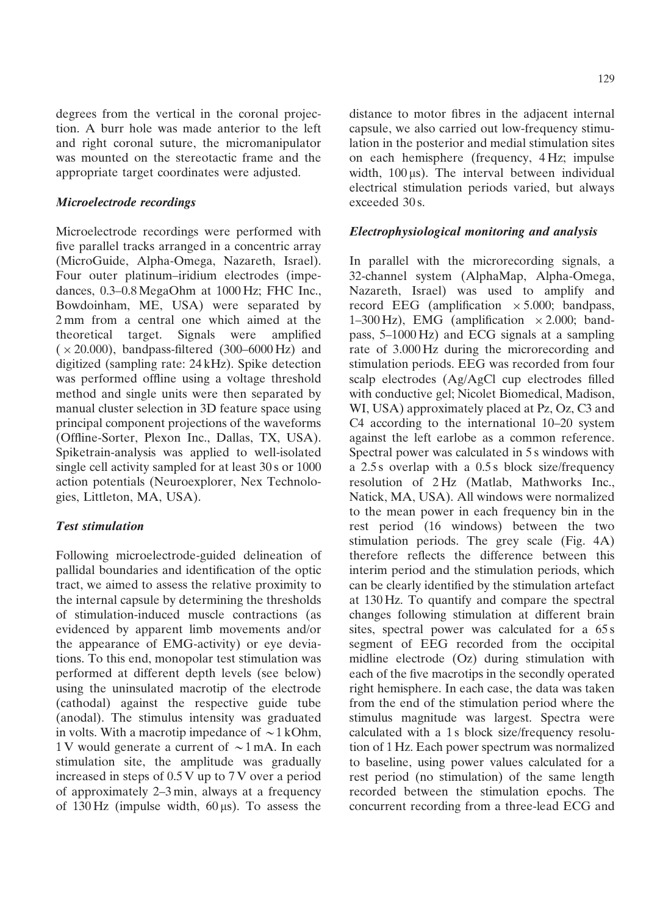degrees from the vertical in the coronal projection. A burr hole was made anterior to the left and right coronal suture, the micromanipulator was mounted on the stereotactic frame and the appropriate target coordinates were adjusted.

### *Microelectrode recordings*

Microelectrode recordings were performed with five parallel tracks arranged in a concentric array (MicroGuide, Alpha-Omega, Nazareth, Israel). Four outer platinum–iridium electrodes (impedances, 0.3–0.8 MegaOhm at 1000 Hz; FHC Inc., Bowdoinham, ME, USA) were separated by 2 mm from a central one which aimed at the theoretical target. Signals were amplified ($\times$20.000), bandpass-filtered (300–6000 Hz) and digitized (sampling rate: 24 kHz). Spike detection was performed offline using a voltage threshold method and single units were then separated by manual cluster selection in 3D feature space using principal component projections of the waveforms (Offline-Sorter, Plexon Inc., Dallas, TX, USA). Spiketrain-analysis was applied to well-isolated single cell activity sampled for at least 30 s or 1000 action potentials (Neuroexplorer, Nex Technologies, Littleton, MA, USA).

### *Test stimulation*

Following microelectrode-guided delineation of pallidal boundaries and identification of the optic tract, we aimed to assess the relative proximity to the internal capsule by determining the thresholds of stimulation-induced muscle contractions (as evidenced by apparent limb movements and/or the appearance of EMG-activity) or eye deviations. To this end, monopolar test stimulation was performed at different depth levels (see below) using the uninsulated macrotip of the electrode (cathodal) against the respective guide tube (anodal). The stimulus intensity was graduated in volts. With a macrotip impedance of $\sim$1 kOhm, 1 V would generate a current of $\sim$1 mA. In each stimulation site, the amplitude was gradually increased in steps of 0.5 V up to 7 V over a period of approximately 2–3 min, always at a frequency of 130 Hz (impulse width, 60 μs). To assess the distance to motor fibres in the adjacent internal capsule, we also carried out low-frequency stimulation in the posterior and medial stimulation sites on each hemisphere (frequency, 4 Hz; impulse width, 100 μs). The interval between individual electrical stimulation periods varied, but always exceeded 30 s.

### *Electrophysiological monitoring and analysis*

In parallel with the microrecording signals, a 32-channel system (AlphaMap, Alpha-Omega, Nazareth, Israel) was used to amplify and record EEG (amplification $\times$5.000; bandpass, 1–300 Hz), EMG (amplification $\times$2.000; bandpass, 5–1000 Hz) and ECG signals at a sampling rate of 3.000 Hz during the microrecording and stimulation periods. EEG was recorded from four scalp electrodes (Ag/AgCl cup electrodes filled with conductive gel; Nicolet Biomedical, Madison, WI, USA) approximately placed at Pz, Oz, C3 and C4 according to the international 10–20 system against the left earlobe as a common reference. Spectral power was calculated in 5 s windows with a 2.5 s overlap with a 0.5 s block size/frequency resolution of 2 Hz (Matlab, Mathworks Inc., Natick, MA, USA). All windows were normalized to the mean power in each frequency bin in the rest period (16 windows) between the two stimulation periods. The grey scale (Fig. 4A) therefore reflects the difference between this interim period and the stimulation periods, which can be clearly identified by the stimulation artefact at 130 Hz. To quantify and compare the spectral changes following stimulation at different brain sites, spectral power was calculated for a 65 s segment of EEG recorded from the occipital midline electrode (Oz) during stimulation with each of the five macrotips in the secondly operated right hemisphere. In each case, the data was taken from the end of the stimulation period where the stimulus magnitude was largest. Spectra were calculated with a 1 s block size/frequency resolution of 1 Hz. Each power spectrum was normalized to baseline, using power values calculated for a rest period (no stimulation) of the same length recorded between the stimulation epochs. The concurrent recording from a three-lead ECG and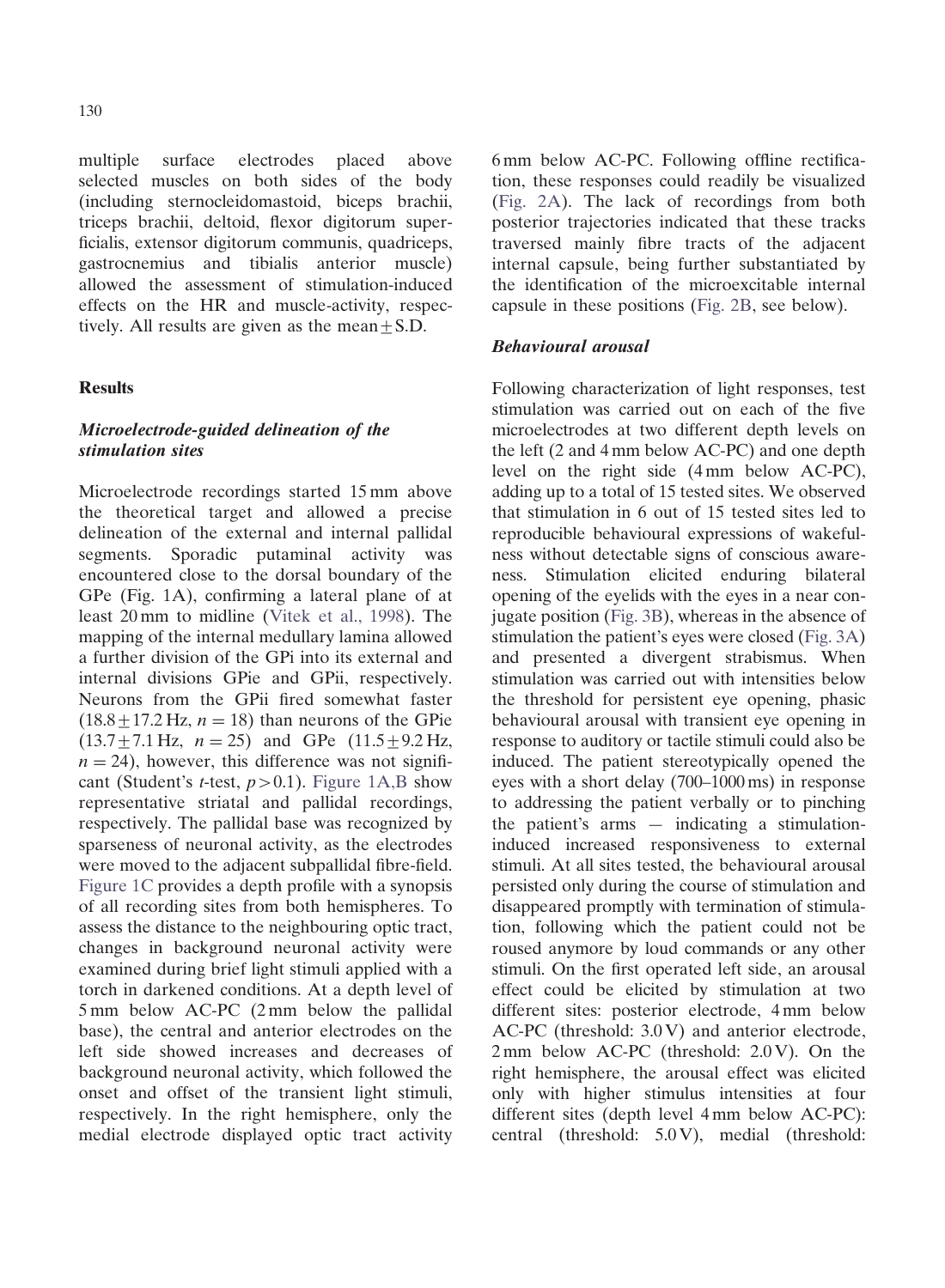multiple surface electrodes placed above selected muscles on both sides of the body (including sternocleidomastoid, biceps brachii, triceps brachii, deltoid, flexor digitorum superficialis, extensor digitorum communis, quadriceps, gastrocnemius and tibialis anterior muscle) allowed the assessment of stimulation-induced effects on the HR and muscle-activity, respectively. All results are given as the mean $\pm$ S.D.

## Results

### *Microelectrode-guided delineation of the stimulation sites*

Microelectrode recordings started 15 mm above the theoretical target and allowed a precise delineation of the external and internal pallidal segments. Sporadic putaminal activity was encountered close to the dorsal boundary of the GPe (Fig. 1A), confirming a lateral plane of at least 20 mm to midline (Vitek et al., 1998). The mapping of the internal medullary lamina allowed a further division of the GPi into its external and internal divisions GPie and GPii, respectively. Neurons from the GPii fired somewhat faster ($18.8 \pm 17.2$ Hz, $n = 18$) than neurons of the GPie ($13.7 \pm 7.1$ Hz, $n = 25$) and GPe ($11.5 \pm 9.2$ Hz, $n = 24$), however, this difference was not significant (Student's *t*-test, $p > 0.1$). Figure 1A,B show representative striatal and pallidal recordings, respectively. The pallidal base was recognized by sparseness of neuronal activity, as the electrodes were moved to the adjacent subpallidal fibre-field. Figure 1C provides a depth profile with a synopsis of all recording sites from both hemispheres. To assess the distance to the neighbouring optic tract, changes in background neuronal activity were examined during brief light stimuli applied with a torch in darkened conditions. At a depth level of 5 mm below AC-PC (2 mm below the pallidal base), the central and anterior electrodes on the left side showed increases and decreases of background neuronal activity, which followed the onset and offset of the transient light stimuli, respectively. In the right hemisphere, only the medial electrode displayed optic tract activity 6 mm below AC-PC. Following offline rectification, these responses could readily be visualized (Fig. 2A). The lack of recordings from both posterior trajectories indicated that these tracks traversed mainly fibre tracts of the adjacent internal capsule, being further substantiated by the identification of the microexcitable internal capsule in these positions (Fig. 2B, see below).

### *Behavioural arousal*

Following characterization of light responses, test stimulation was carried out on each of the five microelectrodes at two different depth levels on the left (2 and 4 mm below AC-PC) and one depth level on the right side (4 mm below AC-PC), adding up to a total of 15 tested sites. We observed that stimulation in 6 out of 15 tested sites led to reproducible behavioural expressions of wakefulness without detectable signs of conscious awareness. Stimulation elicited enduring bilateral opening of the eyelids with the eyes in a near conjugate position (Fig. 3B), whereas in the absence of stimulation the patient's eyes were closed (Fig. 3A) and presented a divergent strabismus. When stimulation was carried out with intensities below the threshold for persistent eye opening, phasic behavioural arousal with transient eye opening in response to auditory or tactile stimuli could also be induced. The patient stereotypically opened the eyes with a short delay (700–1000 ms) in response to addressing the patient verbally or to pinching the patient's arms — indicating a stimulation-induced increased responsiveness to external stimuli. At all sites tested, the behavioural arousal persisted only during the course of stimulation and disappeared promptly with termination of stimulation, following which the patient could not be roused anymore by loud commands or any other stimuli. On the first operated left side, an arousal effect could be elicited by stimulation at two different sites: posterior electrode, 4 mm below AC-PC (threshold: 3.0 V) and anterior electrode, 2 mm below AC-PC (threshold: 2.0 V). On the right hemisphere, the arousal effect was elicited only with higher stimulus intensities at four different sites (depth level 4 mm below AC-PC): central (threshold: 5.0 V), medial (threshold: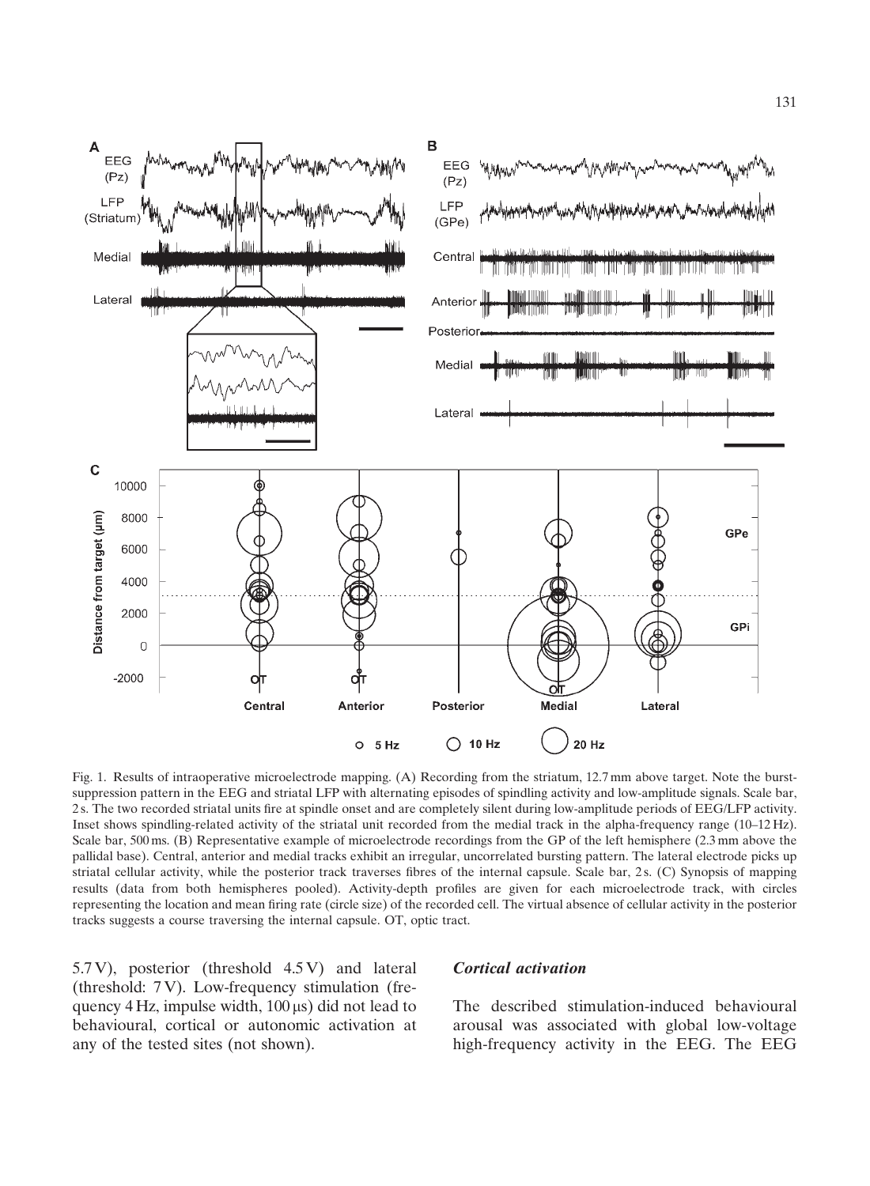Fig. 1. Results of intraoperative microelectrode mapping. (A) Recording from the striatum, 12.7 mm above target. Note the burst-suppression pattern in the EEG and striatal LFP with alternating episodes of spindling activity and low-amplitude signals. Scale bar, 2 s. The two recorded striatal units fire at spindle onset and are completely silent during low-amplitude periods of EEG/LFP activity. Inset shows spindling-related activity of the striatal unit recorded from the medial track in the alpha-frequency range (10–12 Hz). Scale bar, 500 ms. (B) Representative example of microelectrode recordings from the GP of the left hemisphere (2.3 mm above the pallidal base). Central, anterior and medial tracks exhibit an irregular, uncorrelated bursting pattern. The lateral electrode picks up striatal cellular activity, while the posterior track traverses fibres of the internal capsule. Scale bar, 2 s. (C) Synopsis of mapping results (data from both hemispheres pooled). Activity-depth profiles are given for each microelectrode track, with circles representing the location and mean firing rate (circle size) of the recorded cell. The virtual absence of cellular activity in the posterior tracks suggests a course traversing the internal capsule. OT, optic tract.

5.7 V), posterior (threshold 4.5 V) and lateral (threshold: 7 V). Low-frequency stimulation (frequency 4 Hz, impulse width, 100 μs) did not lead to behavioural, cortical or autonomic activation at any of the tested sites (not shown).

### *Cortical activation*

The described stimulation-induced behavioural arousal was associated with global low-voltage high-frequency activity in the EEG. The EEG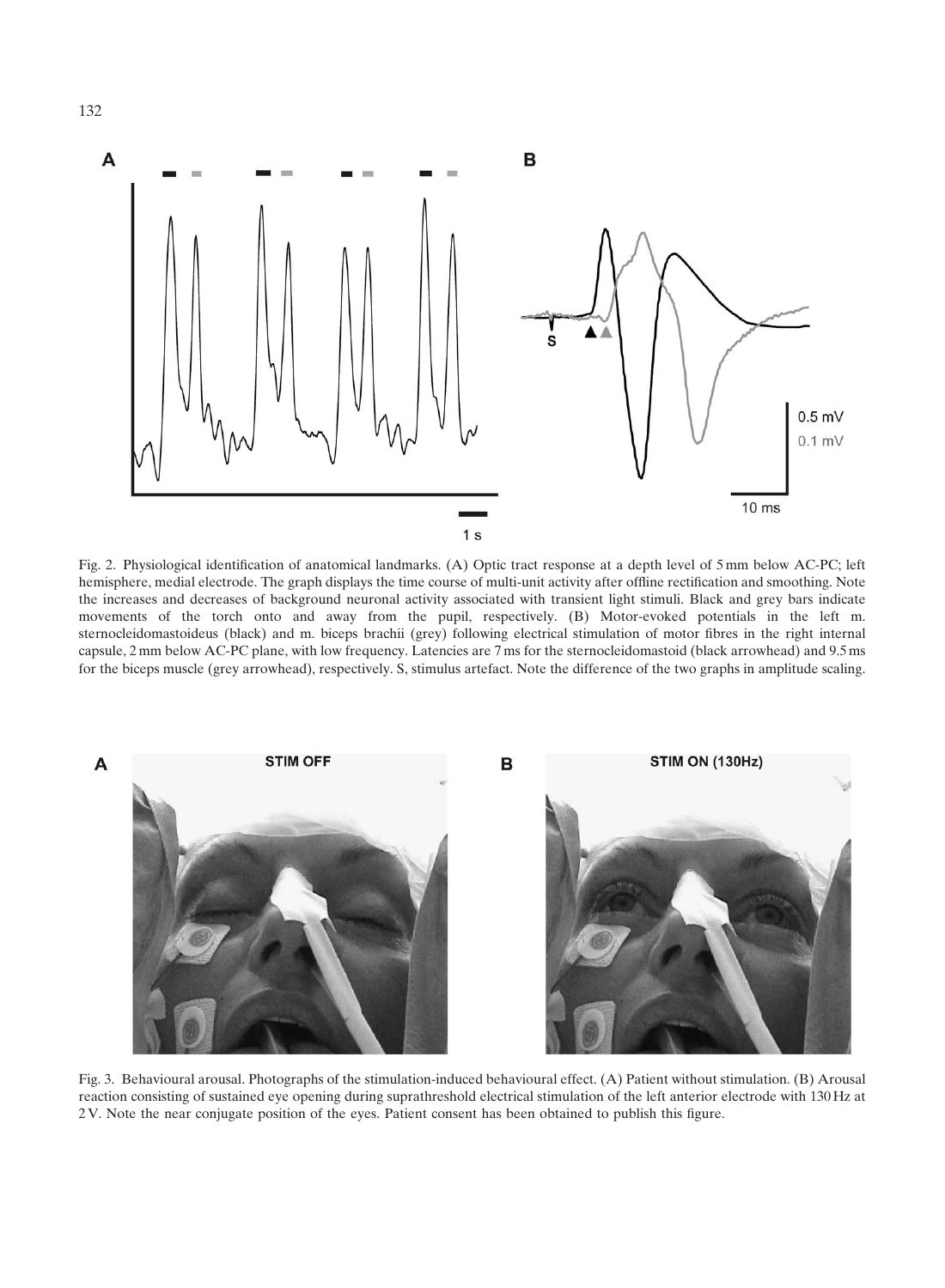Fig. 2. Physiological identification of anatomical landmarks. (A) Optic tract response at a depth level of 5 mm below AC-PC; left hemisphere, medial electrode. The graph displays the time course of multi-unit activity after offline rectification and smoothing. Note the increases and decreases of background neuronal activity associated with transient light stimuli. Black and grey bars indicate movements of the torch onto and away from the pupil, respectively. (B) Motor-evoked potentials in the left m. sternocleidomastoideus (black) and m. biceps brachii (grey) following electrical stimulation of motor fibres in the right internal capsule, 2 mm below AC-PC plane, with low frequency. Latencies are 7 ms for the sternocleidomastoid (black arrowhead) and 9.5 ms for the biceps muscle (grey arrowhead), respectively. S, stimulus artefact. Note the difference of the two graphs in amplitude scaling.

Fig. 3. Behavioural arousal. Photographs of the stimulation-induced behavioural effect. (A) Patient without stimulation. (B) Arousal reaction consisting of sustained eye opening during suprathreshold electrical stimulation of the left anterior electrode with 130 Hz at 2 V. Note the near conjugate position of the eyes. Patient consent has been obtained to publish this figure.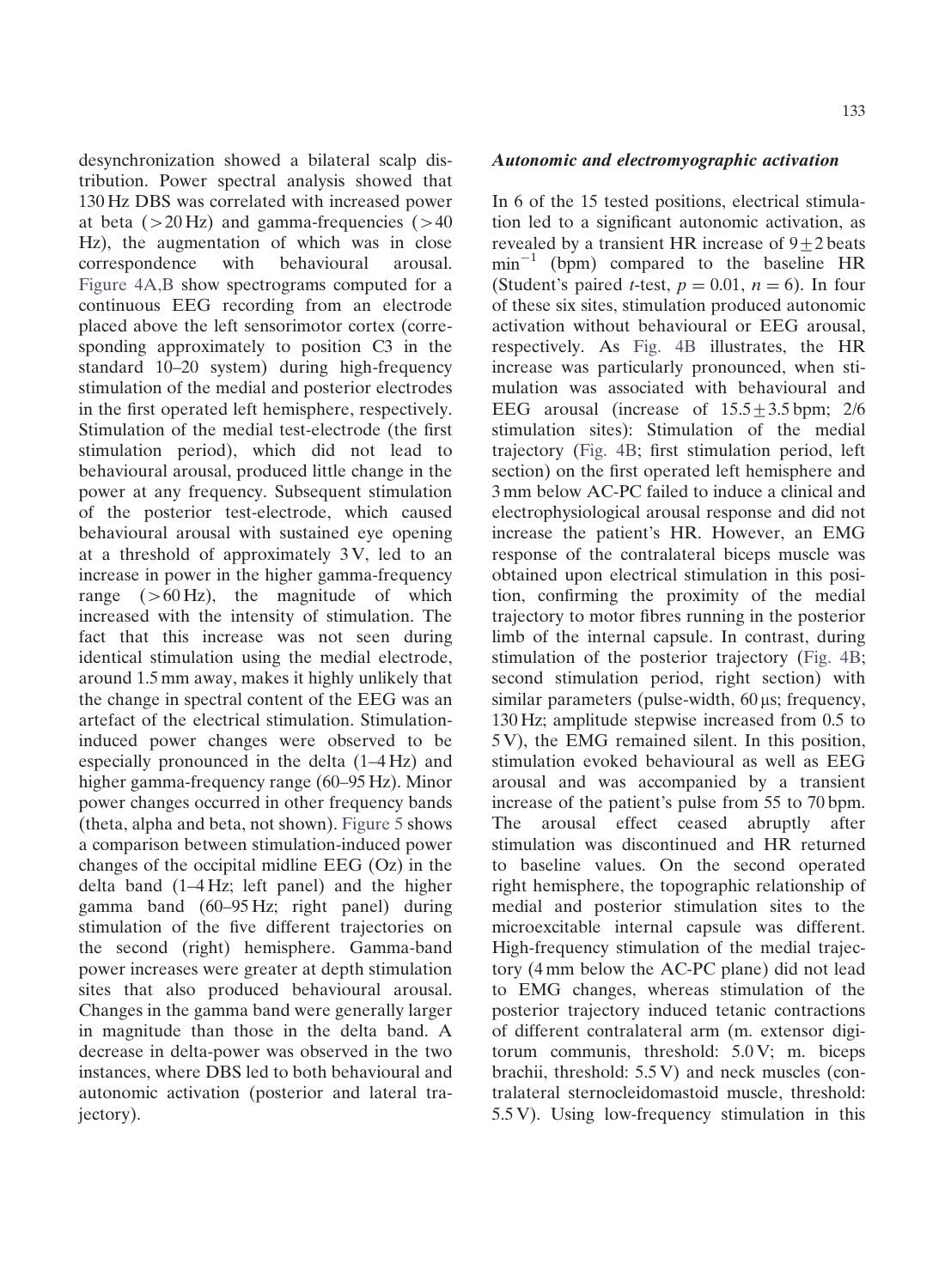desynchronization showed a bilateral scalp distribution. Power spectral analysis showed that 130 Hz DBS was correlated with increased power at beta (>20 Hz) and gamma-frequencies (>40 Hz), the augmentation of which was in close correspondence with behavioural arousal. Figure 4A,B show spectrograms computed for a continuous EEG recording from an electrode placed above the left sensorimotor cortex (corresponding approximately to position C3 in the standard 10–20 system) during high-frequency stimulation of the medial and posterior electrodes in the first operated left hemisphere, respectively. Stimulation of the medial test-electrode (the first stimulation period), which did not lead to behavioural arousal, produced little change in the power at any frequency. Subsequent stimulation of the posterior test-electrode, which caused behavioural arousal with sustained eye opening at a threshold of approximately 3 V, led to an increase in power in the higher gamma-frequency range (>60 Hz), the magnitude of which increased with the intensity of stimulation. The fact that this increase was not seen during identical stimulation using the medial electrode, around 1.5 mm away, makes it highly unlikely that the change in spectral content of the EEG was an artefact of the electrical stimulation. Stimulation-induced power changes were observed to be especially pronounced in the delta (1–4 Hz) and higher gamma-frequency range (60–95 Hz). Minor power changes occurred in other frequency bands (theta, alpha and beta, not shown). Figure 5 shows a comparison between stimulation-induced power changes of the occipital midline EEG (Oz) in the delta band (1–4 Hz; left panel) and the higher gamma band (60–95 Hz; right panel) during stimulation of the five different trajectories on the second (right) hemisphere. Gamma-band power increases were greater at depth stimulation sites that also produced behavioural arousal. Changes in the gamma band were generally larger in magnitude than those in the delta band. A decrease in delta-power was observed in the two instances, where DBS led to both behavioural and autonomic activation (posterior and lateral trajectory).

### *Autonomic and electromyographic activation*

In 6 of the 15 tested positions, electrical stimulation led to a significant autonomic activation, as revealed by a transient HR increase of $9 \pm 2$ beats $\text{min}^{-1}$ (bpm) compared to the baseline HR (Student's paired *t*-test, $p = 0.01$, $n = 6$). In four of these six sites, stimulation produced autonomic activation without behavioural or EEG arousal, respectively. As Fig. 4B illustrates, the HR increase was particularly pronounced, when stimulation was associated with behavioural and EEG arousal (increase of $15.5 \pm 3.5$ bpm; 2/6 stimulation sites): Stimulation of the medial trajectory (Fig. 4B; first stimulation period, left section) on the first operated left hemisphere and 3 mm below AC-PC failed to induce a clinical and electrophysiological arousal response and did not increase the patient's HR. However, an EMG response of the contralateral biceps muscle was obtained upon electrical stimulation in this position, confirming the proximity of the medial trajectory to motor fibres running in the posterior limb of the internal capsule. In contrast, during stimulation of the posterior trajectory (Fig. 4B; second stimulation period, right section) with similar parameters (pulse-width, 60 μs; frequency, 130 Hz; amplitude stepwise increased from 0.5 to 5 V), the EMG remained silent. In this position, stimulation evoked behavioural as well as EEG arousal and was accompanied by a transient increase of the patient's pulse from 55 to 70 bpm. The arousal effect ceased abruptly after stimulation was discontinued and HR returned to baseline values. On the second operated right hemisphere, the topographic relationship of medial and posterior stimulation sites to the microexcitable internal capsule was different. High-frequency stimulation of the medial trajectory (4 mm below the AC-PC plane) did not lead to EMG changes, whereas stimulation of the posterior trajectory induced tetanic contractions of different contralateral arm (m. extensor digitorum communis, threshold: 5.0 V; m. biceps brachii, threshold: 5.5 V) and neck muscles (contralateral sternocleidomastoid muscle, threshold: 5.5 V). Using low-frequency stimulation in this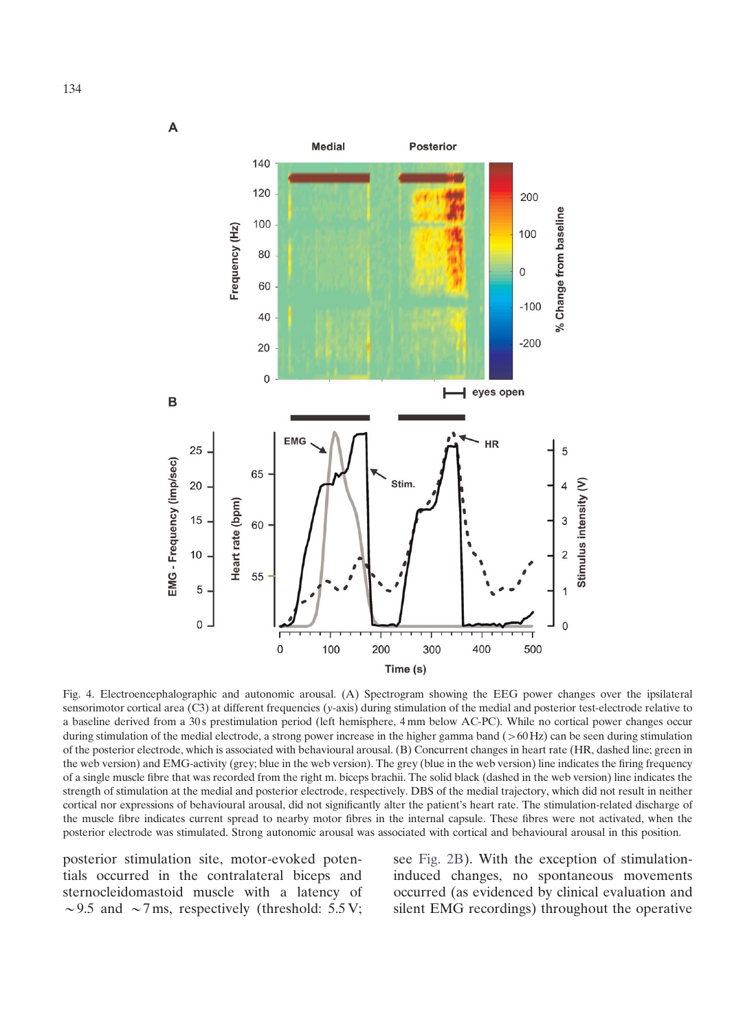Fig. 4. Electroencephalographic and autonomic arousal. (A) Spectrogram showing the EEG power changes over the ipsilateral sensorimotor cortical area (C3) at different frequencies (y-axis) during stimulation of the medial and posterior test-electrode relative to a baseline derived from a 30 s prestimulation period (left hemisphere, 4 mm below AC-PC). While no cortical power changes occur during stimulation of the medial electrode, a strong power increase in the higher gamma band (>60 Hz) can be seen during stimulation of the posterior electrode, which is associated with behavioural arousal. (B) Concurrent changes in heart rate (HR, dashed line; green in the web version) and EMG-activity (grey; blue in the web version). The grey (blue in the web version) line indicates the firing frequency of a single muscle fibre that was recorded from the right m. biceps brachii. The solid black (dashed in the web version) line indicates the strength of stimulation at the medial and posterior electrode, respectively. DBS of the medial trajectory, which did not result in neither cortical nor expressions of behavioural arousal, did not significantly alter the patient's heart rate. The stimulation-related discharge of the muscle fibre indicates current spread to nearby motor fibres in the internal capsule. These fibres were not activated, when the posterior electrode was stimulated. Strong autonomic arousal was associated with cortical and behavioural arousal in this position.

posterior stimulation site, motor-evoked potentials occurred in the contralateral biceps and sternocleidomastoid muscle with a latency of ~9.5 and ~7 ms, respectively (threshold: 5.5 V; see Fig. 2B). With the exception of stimulation-induced changes, no spontaneous movements occurred (as evidenced by clinical evaluation and silent EMG recordings) throughout the operative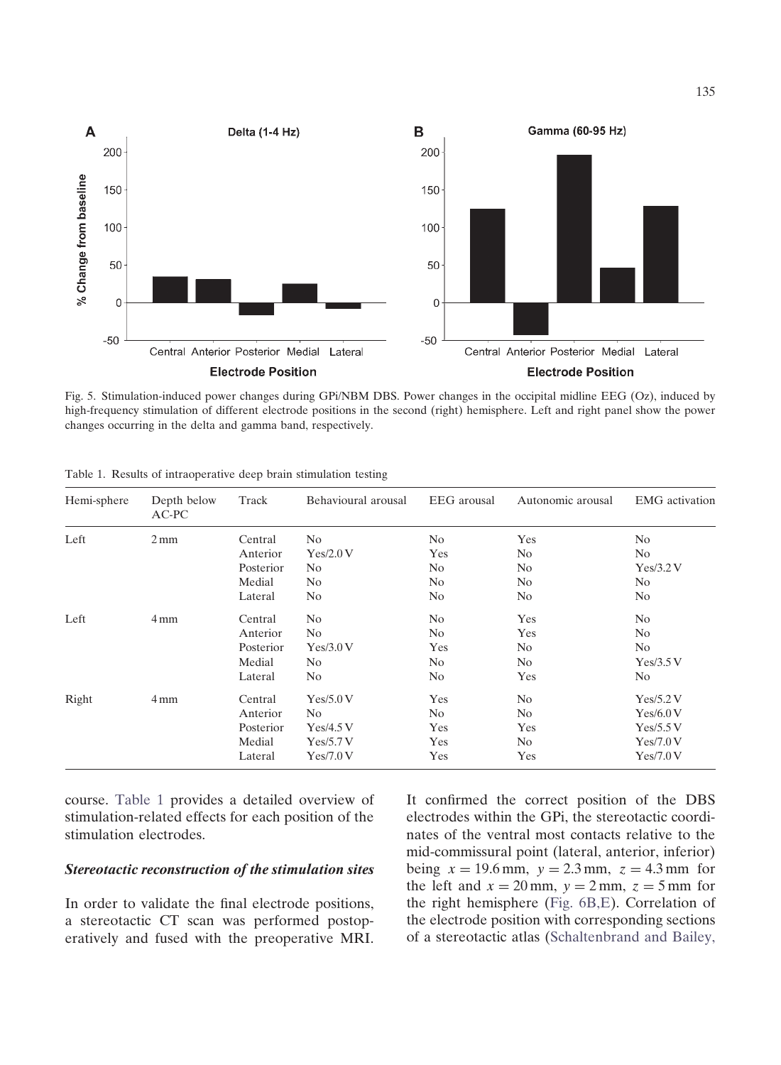Fig. 5. Stimulation-induced power changes during GPi/NBM DBS. Power changes in the occipital midline EEG (Oz), induced by high-frequency stimulation of different electrode positions in the second (right) hemisphere. Left and right panel show the power changes occurring in the delta and gamma band, respectively.

Table 1. Results of intraoperative deep brain stimulation testing

| Hemi-sphere | Depth below AC-PC | Track | Behavioural arousal | EEG arousal | Autonomic arousal | EMG activation |
|---|---|---|---|---|---|---|
| Left | 2 mm | Central | No | No | Yes | No |
| | | Anterior | Yes/2.0 V | Yes | No | No |
| | | Posterior | No | No | No | Yes/3.2 V |
| | | Medial | No | No | No | No |
| | | Lateral | No | No | No | No |
| Left | 4 mm | Central | No | No | Yes | No |
| | | Anterior | No | No | Yes | No |
| | | Posterior | Yes/3.0 V | Yes | No | No |
| | | Medial | No | No | No | Yes/3.5 V |
| | | Lateral | No | No | Yes | No |
| Right | 4 mm | Central | Yes/5.0 V | Yes | No | Yes/5.2 V |
| | | Anterior | No | No | No | Yes/6.0 V |
| | | Posterior | Yes/4.5 V | Yes | Yes | Yes/5.5 V |
| | | Medial | Yes/5.7 V | Yes | No | Yes/7.0 V |
| | | Lateral | Yes/7.0 V | Yes | Yes | Yes/7.0 V |

course. Table 1 provides a detailed overview of stimulation-related effects for each position of the stimulation electrodes.

### *Stereotactic reconstruction of the stimulation sites*

In order to validate the final electrode positions, a stereotactic CT scan was performed postoperatively and fused with the preoperative MRI. It confirmed the correct position of the DBS electrodes within the GPi, the stereotactic coordinates of the ventral most contacts relative to the mid-commissural point (lateral, anterior, inferior) being $x = 19.6\,\text{mm}$, $y = 2.3\,\text{mm}$, $z = 4.3\,\text{mm}$ for the left and $x = 20\,\text{mm}$, $y = 2\,\text{mm}$, $z = 5\,\text{mm}$ for the right hemisphere (Fig. 6B,E). Correlation of the electrode position with corresponding sections of a stereotactic atlas (Schaltenbrand and Bailey,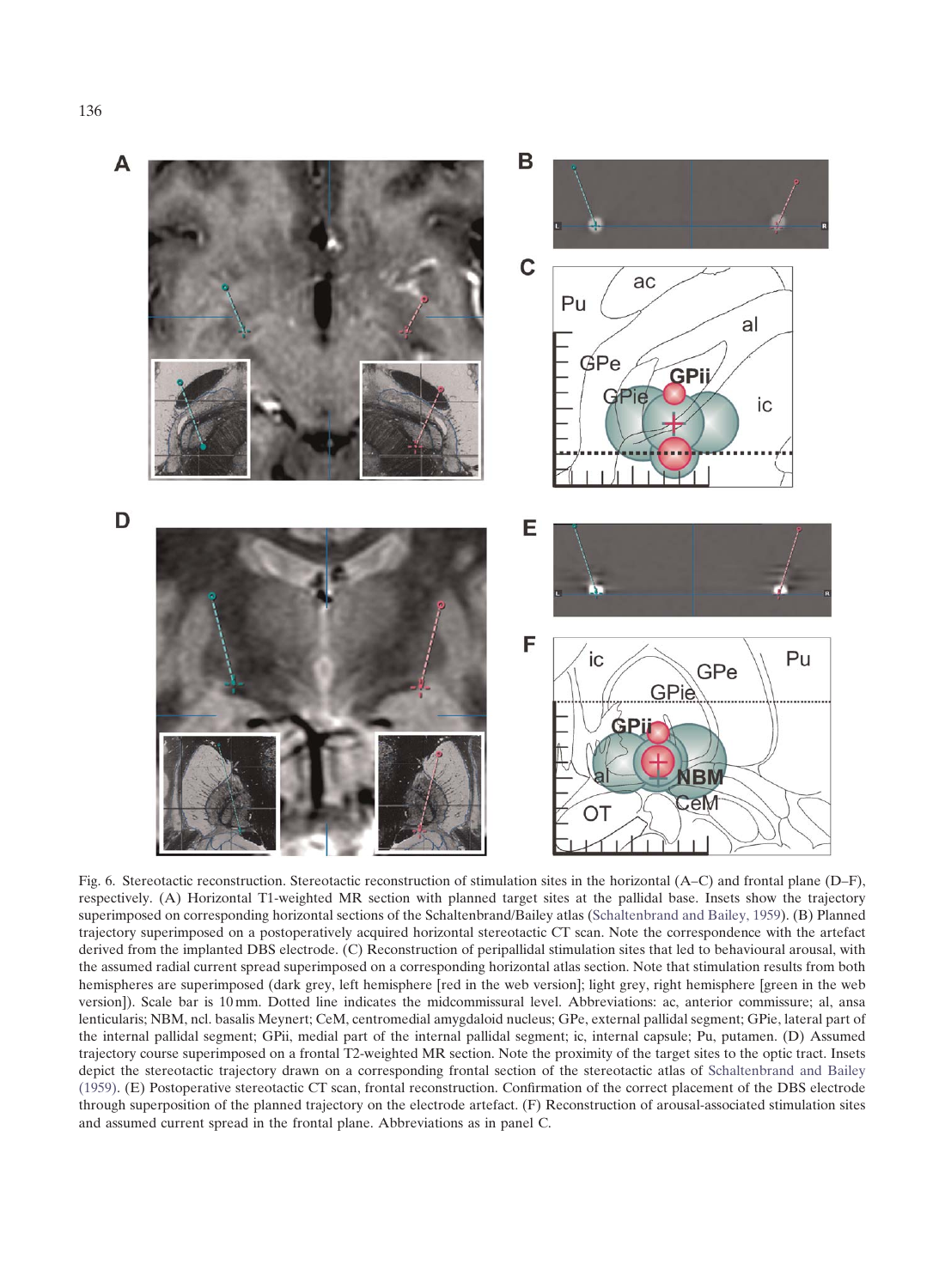Fig. 6. Stereotactic reconstruction. Stereotactic reconstruction of stimulation sites in the horizontal (A–C) and frontal plane (D–F), respectively. (A) Horizontal T1-weighted MR section with planned target sites at the pallidal base. Insets show the trajectory superimposed on corresponding horizontal sections of the Schaltenbrand/Bailey atlas (Schaltenbrand and Bailey, 1959). (B) Planned trajectory superimposed on a postoperatively acquired horizontal stereotactic CT scan. Note the correspondence with the artefact derived from the implanted DBS electrode. (C) Reconstruction of peripallidal stimulation sites that led to behavioural arousal, with the assumed radial current spread superimposed on a corresponding horizontal atlas section. Note that stimulation results from both hemispheres are superimposed (dark grey, left hemisphere [red in the web version]; light grey, right hemisphere [green in the web version]). Scale bar is 10 mm. Dotted line indicates the midcommissural level. Abbreviations: ac, anterior commissure; al, ansa lenticularis; NBM, ncl. basalis Meynert; CeM, centromedial amygdaloid nucleus; GPe, external pallidal segment; GPie, lateral part of the internal pallidal segment; GPii, medial part of the internal pallidal segment; ic, internal capsule; Pu, putamen. (D) Assumed trajectory course superimposed on a frontal T2-weighted MR section. Note the proximity of the target sites to the optic tract. Insets depict the stereotactic trajectory drawn on a corresponding frontal section of the stereotactic atlas of Schaltenbrand and Bailey (1959). (E) Postoperative stereotactic CT scan, frontal reconstruction. Confirmation of the correct placement of the DBS electrode through superposition of the planned trajectory on the electrode artefact. (F) Reconstruction of arousal-associated stimulation sites and assumed current spread in the frontal plane. Abbreviations as in panel C.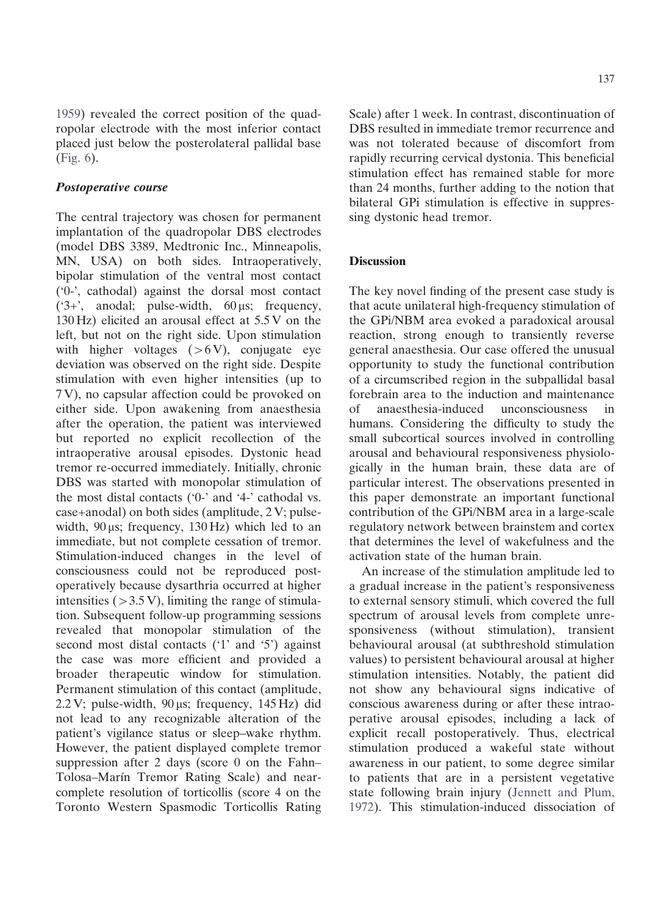1959) revealed the correct position of the quadropolar electrode with the most inferior contact placed just below the posterolateral pallidal base (Fig. 6).

### *Postoperative course*

The central trajectory was chosen for permanent implantation of the quadropolar DBS electrodes (model DBS 3389, Medtronic Inc., Minneapolis, MN, USA) on both sides. Intraoperatively, bipolar stimulation of the ventral most contact ('0-', cathodal) against the dorsal most contact ('3+', anodal; pulse-width, 60 μs; frequency, 130 Hz) elicited an arousal effect at 5.5 V on the left, but not on the right side. Upon stimulation with higher voltages (>6 V), conjugate eye deviation was observed on the right side. Despite stimulation with even higher intensities (up to 7 V), no capsular affection could be provoked on either side. Upon awakening from anaesthesia after the operation, the patient was interviewed but reported no explicit recollection of the intraoperative arousal episodes. Dystonic head tremor re-occurred immediately. Initially, chronic DBS was started with monopolar stimulation of the most distal contacts ('0-' and '4-' cathodal vs. case+anodal) on both sides (amplitude, 2 V; pulse-width, 90 μs; frequency, 130 Hz) which led to an immediate, but not complete cessation of tremor. Stimulation-induced changes in the level of consciousness could not be reproduced postoperatively because dysarthria occurred at higher intensities (>3.5 V), limiting the range of stimulation. Subsequent follow-up programming sessions revealed that monopolar stimulation of the second most distal contacts ('1' and '5') against the case was more efficient and provided a broader therapeutic window for stimulation. Permanent stimulation of this contact (amplitude, 2.2 V; pulse-width, 90 μs; frequency, 145 Hz) did not lead to any recognizable alteration of the patient's vigilance status or sleep–wake rhythm. However, the patient displayed complete tremor suppression after 2 days (score 0 on the Fahn–Tolosa–Marín Tremor Rating Scale) and near-complete resolution of torticollis (score 4 on the Toronto Western Spasmodic Torticollis Rating Scale) after 1 week. In contrast, discontinuation of DBS resulted in immediate tremor recurrence and was not tolerated because of discomfort from rapidly recurring cervical dystonia. This beneficial stimulation effect has remained stable for more than 24 months, further adding to the notion that bilateral GPi stimulation is effective in suppressing dystonic head tremor.

## Discussion

The key novel finding of the present case study is that acute unilateral high-frequency stimulation of the GPi/NBM area evoked a paradoxical arousal reaction, strong enough to transiently reverse general anaesthesia. Our case offered the unusual opportunity to study the functional contribution of a circumscribed region in the subpallidal basal forebrain area to the induction and maintenance of anaesthesia-induced unconsciousness in humans. Considering the difficulty to study the small subcortical sources involved in controlling arousal and behavioural responsiveness physiologically in the human brain, these data are of particular interest. The observations presented in this paper demonstrate an important functional contribution of the GPi/NBM area in a large-scale regulatory network between brainstem and cortex that determines the level of wakefulness and the activation state of the human brain.

An increase of the stimulation amplitude led to a gradual increase in the patient's responsiveness to external sensory stimuli, which covered the full spectrum of arousal levels from complete unresponsiveness (without stimulation), transient behavioural arousal (at subthreshold stimulation values) to persistent behavioural arousal at higher stimulation intensities. Notably, the patient did not show any behavioural signs indicative of conscious awareness during or after these intraoperative arousal episodes, including a lack of explicit recall postoperatively. Thus, electrical stimulation produced a wakeful state without awareness in our patient, to some degree similar to patients that are in a persistent vegetative state following brain injury (Jennett and Plum, 1972). This stimulation-induced dissociation of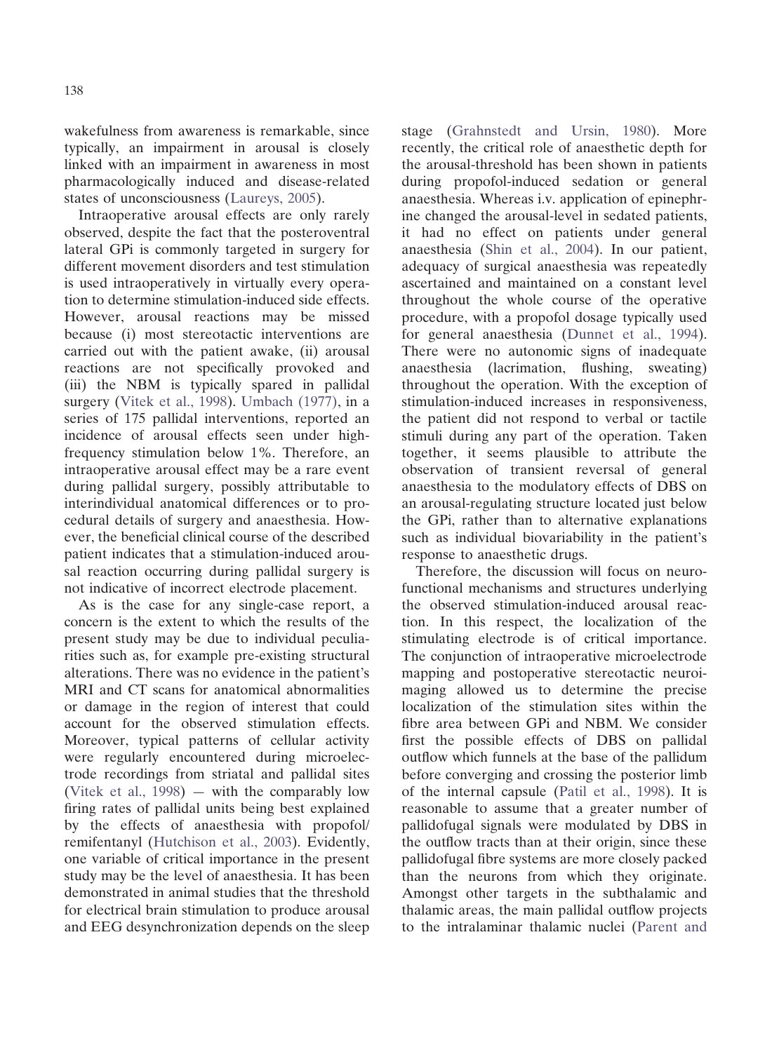wakefulness from awareness is remarkable, since typically, an impairment in arousal is closely linked with an impairment in awareness in most pharmacologically induced and disease-related states of unconsciousness (Laureys, 2005).

Intraoperative arousal effects are only rarely observed, despite the fact that the posteroventral lateral GPi is commonly targeted in surgery for different movement disorders and test stimulation is used intraoperatively in virtually every operation to determine stimulation-induced side effects. However, arousal reactions may be missed because (i) most stereotactic interventions are carried out with the patient awake, (ii) arousal reactions are not specifically provoked and (iii) the NBM is typically spared in pallidal surgery (Vitek et al., 1998). Umbach (1977), in a series of 175 pallidal interventions, reported an incidence of arousal effects seen under high-frequency stimulation below 1%. Therefore, an intraoperative arousal effect may be a rare event during pallidal surgery, possibly attributable to interindividual anatomical differences or to procedural details of surgery and anaesthesia. However, the beneficial clinical course of the described patient indicates that a stimulation-induced arousal reaction occurring during pallidal surgery is not indicative of incorrect electrode placement.

As is the case for any single-case report, a concern is the extent to which the results of the present study may be due to individual peculiarities such as, for example pre-existing structural alterations. There was no evidence in the patient's MRI and CT scans for anatomical abnormalities or damage in the region of interest that could account for the observed stimulation effects. Moreover, typical patterns of cellular activity were regularly encountered during microelectrode recordings from striatal and pallidal sites (Vitek et al., 1998) — with the comparably low firing rates of pallidal units being best explained by the effects of anaesthesia with propofol/remifentanyl (Hutchison et al., 2003). Evidently, one variable of critical importance in the present study may be the level of anaesthesia. It has been demonstrated in animal studies that the threshold for electrical brain stimulation to produce arousal and EEG desynchronization depends on the sleep stage (Grahnstedt and Ursin, 1980). More recently, the critical role of anaesthetic depth for the arousal-threshold has been shown in patients during propofol-induced sedation or general anaesthesia. Whereas i.v. application of epinephrine changed the arousal-level in sedated patients, it had no effect on patients under general anaesthesia (Shin et al., 2004). In our patient, adequacy of surgical anaesthesia was repeatedly ascertained and maintained on a constant level throughout the whole course of the operative procedure, with a propofol dosage typically used for general anaesthesia (Dunnet et al., 1994). There were no autonomic signs of inadequate anaesthesia (lacrimation, flushing, sweating) throughout the operation. With the exception of stimulation-induced increases in responsiveness, the patient did not respond to verbal or tactile stimuli during any part of the operation. Taken together, it seems plausible to attribute the observation of transient reversal of general anaesthesia to the modulatory effects of DBS on an arousal-regulating structure located just below the GPi, rather than to alternative explanations such as individual biovariability in the patient's response to anaesthetic drugs.

Therefore, the discussion will focus on neurofunctional mechanisms and structures underlying the observed stimulation-induced arousal reaction. In this respect, the localization of the stimulating electrode is of critical importance. The conjunction of intraoperative microelectrode mapping and postoperative stereotactic neuroimaging allowed us to determine the precise localization of the stimulation sites within the fibre area between GPi and NBM. We consider first the possible effects of DBS on pallidal outflow which funnels at the base of the pallidum before converging and crossing the posterior limb of the internal capsule (Patil et al., 1998). It is reasonable to assume that a greater number of pallidofugal signals were modulated by DBS in the outflow tracts than at their origin, since these pallidofugal fibre systems are more closely packed than the neurons from which they originate. Amongst other targets in the subthalamic and thalamic areas, the main pallidal outflow projects to the intralaminar thalamic nuclei (Parent and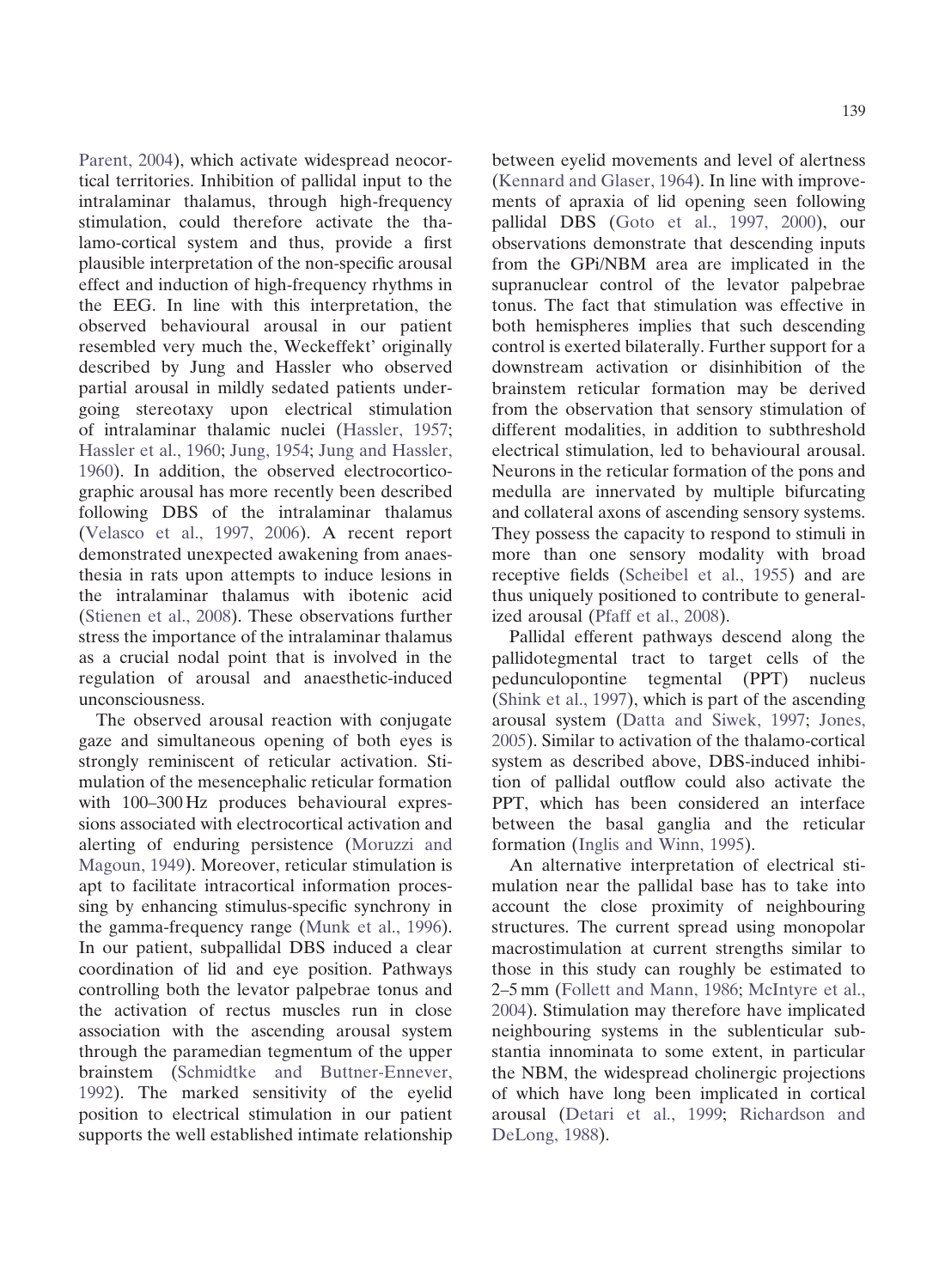Parent, 2004), which activate widespread neocortical territories. Inhibition of pallidal input to the intralaminar thalamus, through high-frequency stimulation, could therefore activate the thalamo-cortical system and thus, provide a first plausible interpretation of the non-specific arousal effect and induction of high-frequency rhythms in the EEG. In line with this interpretation, the observed behavioural arousal in our patient resembled very much the, Weckeffekt' originally described by Jung and Hassler who observed partial arousal in mildly sedated patients undergoing stereotaxy upon electrical stimulation of intralaminar thalamic nuclei (Hassler, 1957; Hassler et al., 1960; Jung, 1954; Jung and Hassler, 1960). In addition, the observed electrocorticographic arousal has more recently been described following DBS of the intralaminar thalamus (Velasco et al., 1997, 2006). A recent report demonstrated unexpected awakening from anaesthesia in rats upon attempts to induce lesions in the intralaminar thalamus with ibotenic acid (Stienen et al., 2008). These observations further stress the importance of the intralaminar thalamus as a crucial nodal point that is involved in the regulation of arousal and anaesthetic-induced unconsciousness.

The observed arousal reaction with conjugate gaze and simultaneous opening of both eyes is strongly reminiscent of reticular activation. Stimulation of the mesencephalic reticular formation with 100–300 Hz produces behavioural expressions associated with electrocortical activation and alerting of enduring persistence (Moruzzi and Magoun, 1949). Moreover, reticular stimulation is apt to facilitate intracortical information processing by enhancing stimulus-specific synchrony in the gamma-frequency range (Munk et al., 1996). In our patient, subpallidal DBS induced a clear coordination of lid and eye position. Pathways controlling both the levator palpebrae tonus and the activation of rectus muscles run in close association with the ascending arousal system through the paramedian tegmentum of the upper brainstem (Schmidtke and Buttner-Ennever, 1992). The marked sensitivity of the eyelid position to electrical stimulation in our patient supports the well established intimate relationship between eyelid movements and level of alertness (Kennard and Glaser, 1964). In line with improvements of apraxia of lid opening seen following pallidal DBS (Goto et al., 1997, 2000), our observations demonstrate that descending inputs from the GPi/NBM area are implicated in the supranuclear control of the levator palpebrae tonus. The fact that stimulation was effective in both hemispheres implies that such descending control is exerted bilaterally. Further support for a downstream activation or disinhibition of the brainstem reticular formation may be derived from the observation that sensory stimulation of different modalities, in addition to subthreshold electrical stimulation, led to behavioural arousal. Neurons in the reticular formation of the pons and medulla are innervated by multiple bifurcating and collateral axons of ascending sensory systems. They possess the capacity to respond to stimuli in more than one sensory modality with broad receptive fields (Scheibel et al., 1955) and are thus uniquely positioned to contribute to generalized arousal (Pfaff et al., 2008).

Pallidal efferent pathways descend along the pallidotegmental tract to target cells of the pedunculopontine tegmental (PPT) nucleus (Shink et al., 1997), which is part of the ascending arousal system (Datta and Siwek, 1997; Jones, 2005). Similar to activation of the thalamo-cortical system as described above, DBS-induced inhibition of pallidal outflow could also activate the PPT, which has been considered an interface between the basal ganglia and the reticular formation (Inglis and Winn, 1995).

An alternative interpretation of electrical stimulation near the pallidal base has to take into account the close proximity of neighbouring structures. The current spread using monopolar macrostimulation at current strengths similar to those in this study can roughly be estimated to 2–5 mm (Follett and Mann, 1986; McIntyre et al., 2004). Stimulation may therefore have implicated neighbouring systems in the sublenticular substantia innominata to some extent, in particular the NBM, the widespread cholinergic projections of which have long been implicated in cortical arousal (Detari et al., 1999; Richardson and DeLong, 1988).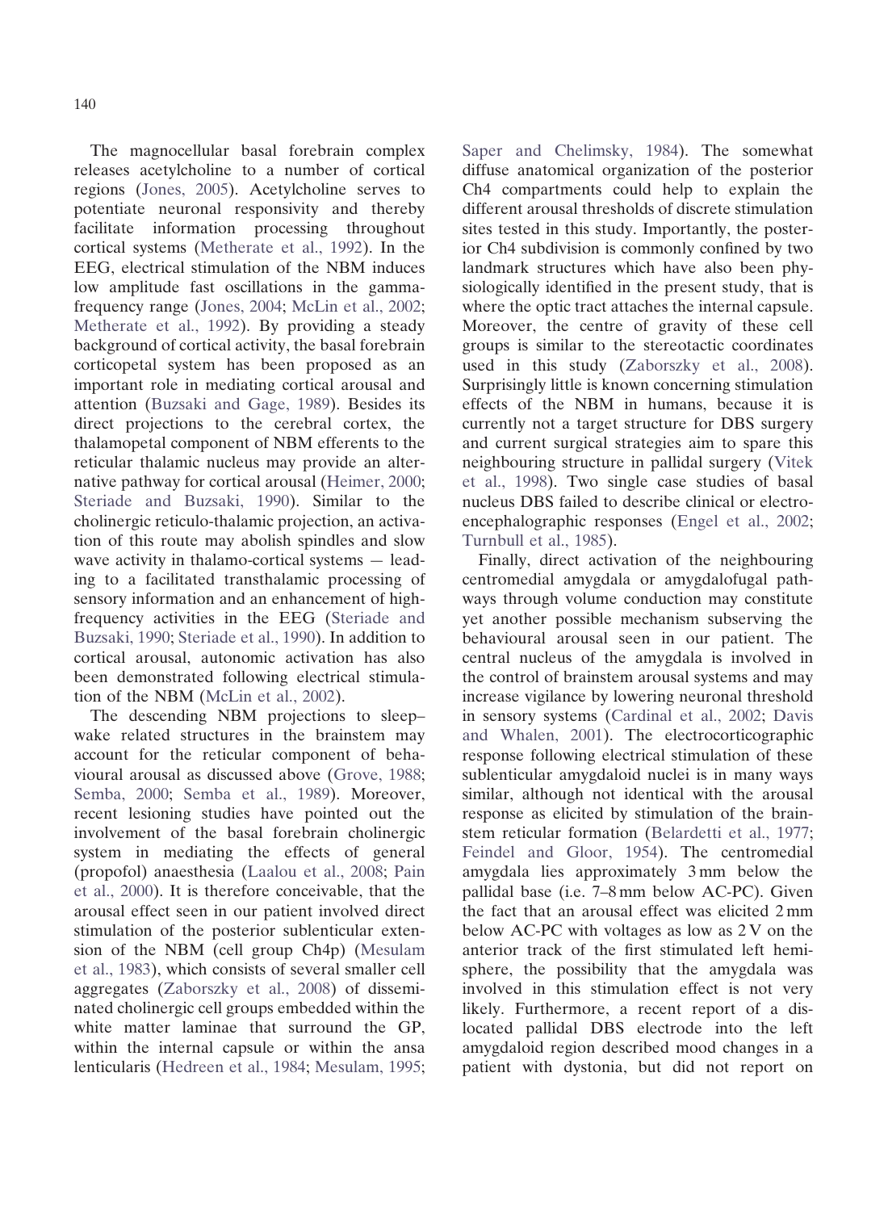The magnocellular basal forebrain complex releases acetylcholine to a number of cortical regions (Jones, 2005). Acetylcholine serves to potentiate neuronal responsivity and thereby facilitate information processing throughout cortical systems (Metherate et al., 1992). In the EEG, electrical stimulation of the NBM induces low amplitude fast oscillations in the gamma-frequency range (Jones, 2004; McLin et al., 2002; Metherate et al., 1992). By providing a steady background of cortical activity, the basal forebrain corticopetal system has been proposed as an important role in mediating cortical arousal and attention (Buzsaki and Gage, 1989). Besides its direct projections to the cerebral cortex, the thalamopetal component of NBM efferents to the reticular thalamic nucleus may provide an alternative pathway for cortical arousal (Heimer, 2000; Steriade and Buzsaki, 1990). Similar to the cholinergic reticulo-thalamic projection, an activation of this route may abolish spindles and slow wave activity in thalamo-cortical systems — leading to a facilitated transthalamic processing of sensory information and an enhancement of high-frequency activities in the EEG (Steriade and Buzsaki, 1990; Steriade et al., 1990). In addition to cortical arousal, autonomic activation has also been demonstrated following electrical stimulation of the NBM (McLin et al., 2002).

The descending NBM projections to sleep–wake related structures in the brainstem may account for the reticular component of behavioural arousal as discussed above (Grove, 1988; Semba, 2000; Semba et al., 1989). Moreover, recent lesioning studies have pointed out the involvement of the basal forebrain cholinergic system in mediating the effects of general (propofol) anaesthesia (Laalou et al., 2008; Pain et al., 2000). It is therefore conceivable, that the arousal effect seen in our patient involved direct stimulation of the posterior sublenticular extension of the NBM (cell group Ch4p) (Mesulam et al., 1983), which consists of several smaller cell aggregates (Zaborszky et al., 2008) of disseminated cholinergic cell groups embedded within the white matter laminae that surround the GP, within the internal capsule or within the ansa lenticularis (Hedreen et al., 1984; Mesulam, 1995; Saper and Chelimsky, 1984). The somewhat diffuse anatomical organization of the posterior Ch4 compartments could help to explain the different arousal thresholds of discrete stimulation sites tested in this study. Importantly, the posterior Ch4 subdivision is commonly confined by two landmark structures which have also been physiologically identified in the present study, that is where the optic tract attaches the internal capsule. Moreover, the centre of gravity of these cell groups is similar to the stereotactic coordinates used in this study (Zaborszky et al., 2008). Surprisingly little is known concerning stimulation effects of the NBM in humans, because it is currently not a target structure for DBS surgery and current surgical strategies aim to spare this neighbouring structure in pallidal surgery (Vitek et al., 1998). Two single case studies of basal nucleus DBS failed to describe clinical or electroencephalographic responses (Engel et al., 2002; Turnbull et al., 1985).

Finally, direct activation of the neighbouring centromedial amygdala or amygdalofugal pathways through volume conduction may constitute yet another possible mechanism subserving the behavioural arousal seen in our patient. The central nucleus of the amygdala is involved in the control of brainstem arousal systems and may increase vigilance by lowering neuronal threshold in sensory systems (Cardinal et al., 2002; Davis and Whalen, 2001). The electrocorticographic response following electrical stimulation of these sublenticular amygdaloid nuclei is in many ways similar, although not identical with the arousal response as elicited by stimulation of the brainstem reticular formation (Belardetti et al., 1977; Feindel and Gloor, 1954). The centromedial amygdala lies approximately 3 mm below the pallidal base (i.e. 7–8 mm below AC-PC). Given the fact that an arousal effect was elicited 2 mm below AC-PC with voltages as low as 2 V on the anterior track of the first stimulated left hemisphere, the possibility that the amygdala was involved in this stimulation effect is not very likely. Furthermore, a recent report of a dislocated pallidal DBS electrode into the left amygdaloid region described mood changes in a patient with dystonia, but did not report on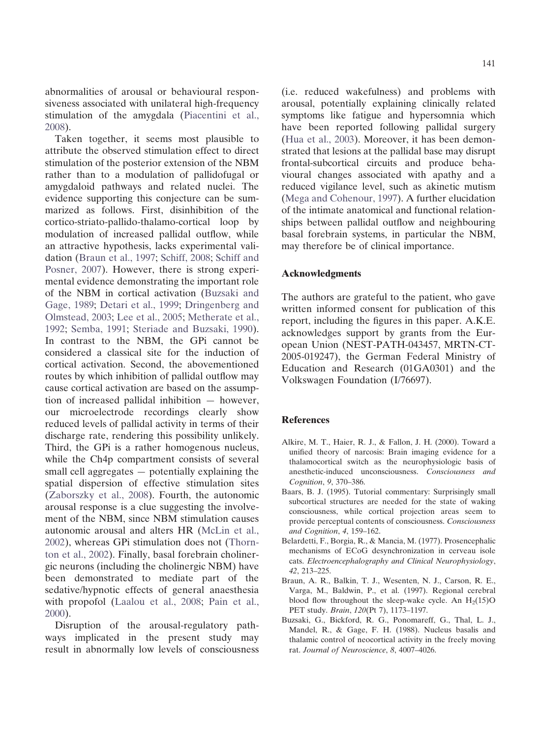abnormalities of arousal or behavioural responsiveness associated with unilateral high-frequency stimulation of the amygdala (Piacentini et al., 2008).

Taken together, it seems most plausible to attribute the observed stimulation effect to direct stimulation of the posterior extension of the NBM rather than to a modulation of pallidofugal or amygdaloid pathways and related nuclei. The evidence supporting this conjecture can be summarized as follows. First, disinhibition of the cortico-striato-pallido-thalamo-cortical loop by modulation of increased pallidal outflow, while an attractive hypothesis, lacks experimental validation (Braun et al., 1997; Schiff, 2008; Schiff and Posner, 2007). However, there is strong experimental evidence demonstrating the important role of the NBM in cortical activation (Buzsaki and Gage, 1989; Detari et al., 1999; Dringenberg and Olmstead, 2003; Lee et al., 2005; Metherate et al., 1992; Semba, 1991; Steriade and Buzsaki, 1990). In contrast to the NBM, the GPi cannot be considered a classical site for the induction of cortical activation. Second, the abovementioned routes by which inhibition of pallidal outflow may cause cortical activation are based on the assumption of increased pallidal inhibition — however, our microelectrode recordings clearly show reduced levels of pallidal activity in terms of their discharge rate, rendering this possibility unlikely. Third, the GPi is a rather homogenous nucleus, while the Ch4p compartment consists of several small cell aggregates — potentially explaining the spatial dispersion of effective stimulation sites (Zaborszky et al., 2008). Fourth, the autonomic arousal response is a clue suggesting the involvement of the NBM, since NBM stimulation causes autonomic arousal and alters HR (McLin et al., 2002), whereas GPi stimulation does not (Thornton et al., 2002). Finally, basal forebrain cholinergic neurons (including the cholinergic NBM) have been demonstrated to mediate part of the sedative/hypnotic effects of general anaesthesia with propofol (Laalou et al., 2008; Pain et al., 2000).

Disruption of the arousal-regulatory pathways implicated in the present study may result in abnormally low levels of consciousness (i.e. reduced wakefulness) and problems with arousal, potentially explaining clinically related symptoms like fatigue and hypersomnia which have been reported following pallidal surgery (Hua et al., 2003). Moreover, it has been demonstrated that lesions at the pallidal base may disrupt frontal-subcortical circuits and produce behavioural changes associated with apathy and a reduced vigilance level, such as akinetic mutism (Mega and Cohenour, 1997). A further elucidation of the intimate anatomical and functional relationships between pallidal outflow and neighbouring basal forebrain systems, in particular the NBM, may therefore be of clinical importance.

## Acknowledgments

The authors are grateful to the patient, who gave written informed consent for publication of this report, including the figures in this paper. A.K.E. acknowledges support by grants from the European Union (NEST-PATH-043457, MRTN-CT-2005-019247), the German Federal Ministry of Education and Research (01GA0301) and the Volkswagen Foundation (I/76697).

## References

Alkire, M. T., Haier, R. J., & Fallon, J. H. (2000). Toward a unified theory of narcosis: Brain imaging evidence for a thalamocortical switch as the neurophysiologic basis of anesthetic-induced unconsciousness. *Consciousness and Cognition*, *9*, 370–386.

Baars, B. J. (1995). Tutorial commentary: Surprisingly small subcortical structures are needed for the state of waking consciousness, while cortical projection areas seem to provide perceptual contents of consciousness. *Consciousness and Cognition*, *4*, 159–162.

Belardetti, F., Borgia, R., & Mancia, M. (1977). Prosencephalic mechanisms of ECoG desynchronization in cerveau isole cats. *Electroencephalography and Clinical Neurophysiology*, *42*, 213–225.

Braun, A. R., Balkin, T. J., Wesenten, N. J., Carson, R. E., Varga, M., Baldwin, P., et al. (1997). Regional cerebral blood flow throughout the sleep-wake cycle. An $H_2(15)O$ PET study. *Brain*, *120*(Pt 7), 1173–1197.

Buzsaki, G., Bickford, R. G., Ponomareff, G., Thal, L. J., Mandel, R., & Gage, F. H. (1988). Nucleus basalis and thalamic control of neocortical activity in the freely moving rat. *Journal of Neuroscience*, *8*, 4007–4026.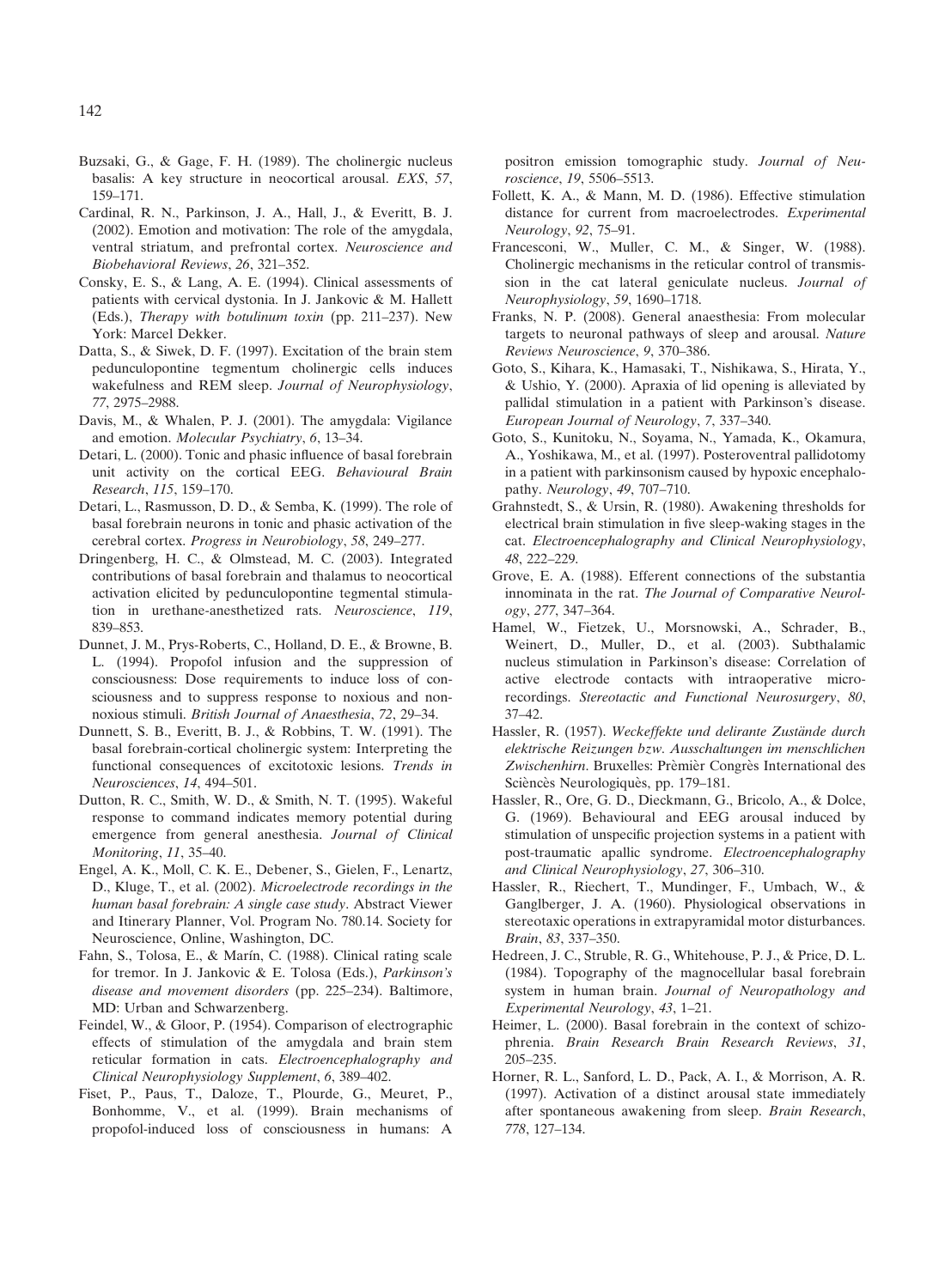Buzsaki, G., & Gage, F. H. (1989). The cholinergic nucleus basalis: A key structure in neocortical arousal. *EXS*, *57*, 159–171.

Cardinal, R. N., Parkinson, J. A., Hall, J., & Everitt, B. J. (2002). Emotion and motivation: The role of the amygdala, ventral striatum, and prefrontal cortex. *Neuroscience and Biobehavioral Reviews*, *26*, 321–352.

Consky, E. S., & Lang, A. E. (1994). Clinical assessments of patients with cervical dystonia. In J. Jankovic & M. Hallett (Eds.), *Therapy with botulinum toxin* (pp. 211–237). New York: Marcel Dekker.

Datta, S., & Siwek, D. F. (1997). Excitation of the brain stem pedunculopontine tegmentum cholinergic cells induces wakefulness and REM sleep. *Journal of Neurophysiology*, *77*, 2975–2988.

Davis, M., & Whalen, P. J. (2001). The amygdala: Vigilance and emotion. *Molecular Psychiatry*, *6*, 13–34.

Detari, L. (2000). Tonic and phasic influence of basal forebrain unit activity on the cortical EEG. *Behavioural Brain Research*, *115*, 159–170.

Detari, L., Rasmusson, D. D., & Semba, K. (1999). The role of basal forebrain neurons in tonic and phasic activation of the cerebral cortex. *Progress in Neurobiology*, *58*, 249–277.

Dringenberg, H. C., & Olmstead, M. C. (2003). Integrated contributions of basal forebrain and thalamus to neocortical activation elicited by pedunculopontine tegmental stimulation in urethane-anesthetized rats. *Neuroscience*, *119*, 839–853.

Dunnet, J. M., Prys-Roberts, C., Holland, D. E., & Browne, B. L. (1994). Propofol infusion and the suppression of consciousness: Dose requirements to induce loss of consciousness and to suppress response to noxious and non-noxious stimuli. *British Journal of Anaesthesia*, *72*, 29–34.

Dunnett, S. B., Everitt, B. J., & Robbins, T. W. (1991). The basal forebrain-cortical cholinergic system: Interpreting the functional consequences of excitotoxic lesions. *Trends in Neurosciences*, *14*, 494–501.

Dutton, R. C., Smith, W. D., & Smith, N. T. (1995). Wakeful response to command indicates memory potential during emergence from general anesthesia. *Journal of Clinical Monitoring*, *11*, 35–40.

Engel, A. K., Moll, C. K. E., Debener, S., Gielen, F., Lenartz, D., Kluge, T., et al. (2002). *Microelectrode recordings in the human basal forebrain: A single case study*. Abstract Viewer and Itinerary Planner, Vol. Program No. 780.14. Society for Neuroscience, Online, Washington, DC.

Fahn, S., Tolosa, E., & Marín, C. (1988). Clinical rating scale for tremor. In J. Jankovic & E. Tolosa (Eds.), *Parkinson's disease and movement disorders* (pp. 225–234). Baltimore, MD: Urban and Schwarzenberg.

Feindel, W., & Gloor, P. (1954). Comparison of electrographic effects of stimulation of the amygdala and brain stem reticular formation in cats. *Electroencephalography and Clinical Neurophysiology Supplement*, *6*, 389–402.

Fiset, P., Paus, T., Daloze, T., Plourde, G., Meuret, P., Bonhomme, V., et al. (1999). Brain mechanisms of propofol-induced loss of consciousness in humans: A positron emission tomographic study. *Journal of Neuroscience*, *19*, 5506–5513.

Follett, K. A., & Mann, M. D. (1986). Effective stimulation distance for current from macroelectrodes. *Experimental Neurology*, *92*, 75–91.

Francesconi, W., Muller, C. M., & Singer, W. (1988). Cholinergic mechanisms in the reticular control of transmission in the cat lateral geniculate nucleus. *Journal of Neurophysiology*, *59*, 1690–1718.

Franks, N. P. (2008). General anaesthesia: From molecular targets to neuronal pathways of sleep and arousal. *Nature Reviews Neuroscience*, *9*, 370–386.

Goto, S., Kihara, K., Hamasaki, T., Nishikawa, S., Hirata, Y., & Ushio, Y. (2000). Apraxia of lid opening is alleviated by pallidal stimulation in a patient with Parkinson's disease. *European Journal of Neurology*, *7*, 337–340.

Goto, S., Kunitoku, N., Soyama, N., Yamada, K., Okamura, A., Yoshikawa, M., et al. (1997). Posteroventral pallidotomy in a patient with parkinsonism caused by hypoxic encephalopathy. *Neurology*, *49*, 707–710.

Grahnstedt, S., & Ursin, R. (1980). Awakening thresholds for electrical brain stimulation in five sleep-waking stages in the cat. *Electroencephalography and Clinical Neurophysiology*, *48*, 222–229.

Grove, E. A. (1988). Efferent connections of the substantia innominata in the rat. *The Journal of Comparative Neurology*, *277*, 347–364.

Hamel, W., Fietzek, U., Morsnowski, A., Schrader, B., Weinert, D., Muller, D., et al. (2003). Subthalamic nucleus stimulation in Parkinson's disease: Correlation of active electrode contacts with intraoperative microrecordings. *Stereotactic and Functional Neurosurgery*, *80*, 37–42.

Hassler, R. (1957). *Weckeffekte und delirante Zustände durch elektrische Reizungen bzw. Ausschaltungen im menschlichen Zwischenhirn*. Bruxelles: Prèmièr Congrès International des Sciènçes Neurologiquès, pp. 179–181.

Hassler, R., Ore, G. D., Dieckmann, G., Bricolo, A., & Dolce, G. (1969). Behavioural and EEG arousal induced by stimulation of unspecific projection systems in a patient with post-traumatic apallic syndrome. *Electroencephalography and Clinical Neurophysiology*, *27*, 306–310.

Hassler, R., Riechert, T., Mundinger, F., Umbach, W., & Ganglberger, J. A. (1960). Physiological observations in stereotaxic operations in extrapyramidal motor disturbances. *Brain*, *83*, 337–350.

Hedreen, J. C., Struble, R. G., Whitehouse, P. J., & Price, D. L. (1984). Topography of the magnocellular basal forebrain system in human brain. *Journal of Neuropathology and Experimental Neurology*, *43*, 1–21.

Heimer, L. (2000). Basal forebrain in the context of schizophrenia. *Brain Research Brain Research Reviews*, *31*, 205–235.

Horner, R. L., Sanford, L. D., Pack, A. I., & Morrison, A. R. (1997). Activation of a distinct arousal state immediately after spontaneous awakening from sleep. *Brain Research*, *778*, 127–134.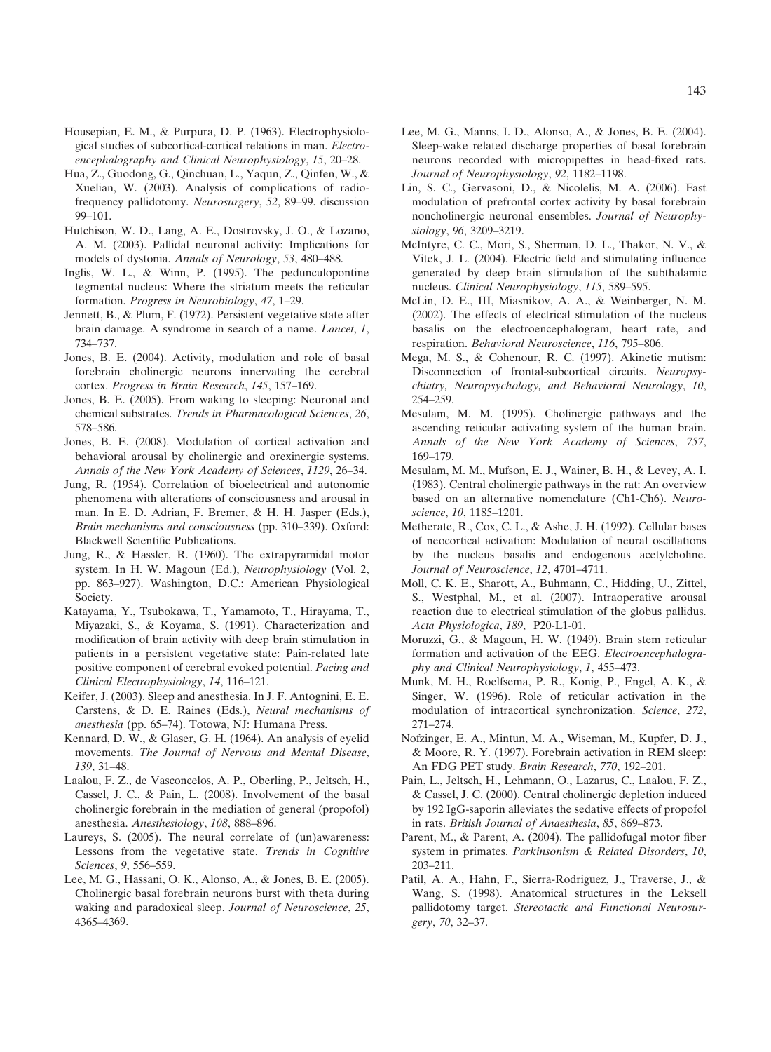Housepian, E. M., & Purpura, D. P. (1963). Electrophysiological studies of subcortical-cortical relations in man. *Electroencephalography and Clinical Neurophysiology*, *15*, 20–28.

Hua, Z., Guodong, G., Qinchuan, L., Yaqun, Z., Qinfen, W., & Xuelian, W. (2003). Analysis of complications of radiofrequency pallidotomy. *Neurosurgery*, *52*, 89–99. discussion 99–101.

Hutchison, W. D., Lang, A. E., Dostrovsky, J. O., & Lozano, A. M. (2003). Pallidal neuronal activity: Implications for models of dystonia. *Annals of Neurology*, *53*, 480–488.

Inglis, W. L., & Winn, P. (1995). The pedunculopontine tegmental nucleus: Where the striatum meets the reticular formation. *Progress in Neurobiology*, *47*, 1–29.

Jennett, B., & Plum, F. (1972). Persistent vegetative state after brain damage. A syndrome in search of a name. *Lancet*, *1*, 734–737.

Jones, B. E. (2004). Activity, modulation and role of basal forebrain cholinergic neurons innervating the cerebral cortex. *Progress in Brain Research*, *145*, 157–169.

Jones, B. E. (2005). From waking to sleeping: Neuronal and chemical substrates. *Trends in Pharmacological Sciences*, *26*, 578–586.

Jones, B. E. (2008). Modulation of cortical activation and behavioral arousal by cholinergic and orexinergic systems. *Annals of the New York Academy of Sciences*, *1129*, 26–34.

Jung, R. (1954). Correlation of bioelectrical and autonomic phenomena with alterations of consciousness and arousal in man. In E. D. Adrian, F. Bremer, & H. H. Jasper (Eds.), *Brain mechanisms and consciousness* (pp. 310–339). Oxford: Blackwell Scientific Publications.

Jung, R., & Hassler, R. (1960). The extrapyramidal motor system. In H. W. Magoun (Ed.), *Neurophysiology* (Vol. 2, pp. 863–927). Washington, D.C.: American Physiological Society.

Katayama, Y., Tsubokawa, T., Yamamoto, T., Hirayama, T., Miyazaki, S., & Koyama, S. (1991). Characterization and modification of brain activity with deep brain stimulation in patients in a persistent vegetative state: Pain-related late positive component of cerebral evoked potential. *Pacing and Clinical Electrophysiology*, *14*, 116–121.

Keifer, J. (2003). Sleep and anesthesia. In J. F. Antognini, E. E. Carstens, & D. E. Raines (Eds.), *Neural mechanisms of anesthesia* (pp. 65–74). Totowa, NJ: Humana Press.

Kennard, D. W., & Glaser, G. H. (1964). An analysis of eyelid movements. *The Journal of Nervous and Mental Disease*, *139*, 31–48.

Laalou, F. Z., de Vasconcelos, A. P., Oberling, P., Jeltsch, H., Cassel, J. C., & Pain, L. (2008). Involvement of the basal cholinergic forebrain in the mediation of general (propofol) anesthesia. *Anesthesiology*, *108*, 888–896.

Laureys, S. (2005). The neural correlate of (un)awareness: Lessons from the vegetative state. *Trends in Cognitive Sciences*, *9*, 556–559.

Lee, M. G., Hassani, O. K., Alonso, A., & Jones, B. E. (2005). Cholinergic basal forebrain neurons burst with theta during waking and paradoxical sleep. *Journal of Neuroscience*, *25*, 4365–4369.

Lee, M. G., Manns, I. D., Alonso, A., & Jones, B. E. (2004). Sleep-wake related discharge properties of basal forebrain neurons recorded with micropipettes in head-fixed rats. *Journal of Neurophysiology*, *92*, 1182–1198.

Lin, S. C., Gervasoni, D., & Nicolelis, M. A. (2006). Fast modulation of prefrontal cortex activity by basal forebrain noncholinergic neuronal ensembles. *Journal of Neurophysiology*, *96*, 3209–3219.

McIntyre, C. C., Mori, S., Sherman, D. L., Thakor, N. V., & Vitek, J. L. (2004). Electric field and stimulating influence generated by deep brain stimulation of the subthalamic nucleus. *Clinical Neurophysiology*, *115*, 589–595.

McLin, D. E., III, Miasnikov, A. A., & Weinberger, N. M. (2002). The effects of electrical stimulation of the nucleus basalis on the electroencephalogram, heart rate, and respiration. *Behavioral Neuroscience*, *116*, 795–806.

Mega, M. S., & Cohenour, R. C. (1997). Akinetic mutism: Disconnection of frontal-subcortical circuits. *Neuropsychiatry, Neuropsychology, and Behavioral Neurology*, *10*, 254–259.

Mesulam, M. M. (1995). Cholinergic pathways and the ascending reticular activating system of the human brain. *Annals of the New York Academy of Sciences*, *757*, 169–179.

Mesulam, M. M., Mufson, E. J., Wainer, B. H., & Levey, A. I. (1983). Central cholinergic pathways in the rat: An overview based on an alternative nomenclature (Ch1-Ch6). *Neuroscience*, *10*, 1185–1201.

Metherate, R., Cox, C. L., & Ashe, J. H. (1992). Cellular bases of neocortical activation: Modulation of neural oscillations by the nucleus basalis and endogenous acetylcholine. *Journal of Neuroscience*, *12*, 4701–4711.

Moll, C. K. E., Sharott, A., Buhmann, C., Hidding, U., Zittel, S., Westphal, M., et al. (2007). Intraoperative arousal reaction due to electrical stimulation of the globus pallidus. *Acta Physiologica*, *189*, P20-L1-01.

Moruzzi, G., & Magoun, H. W. (1949). Brain stem reticular formation and activation of the EEG. *Electroencephalography and Clinical Neurophysiology*, *1*, 455–473.

Munk, M. H., Roelfsema, P. R., Konig, P., Engel, A. K., & Singer, W. (1996). Role of reticular activation in the modulation of intracortical synchronization. *Science*, *272*, 271–274.

Nofzinger, E. A., Mintun, M. A., Wiseman, M., Kupfer, D. J., & Moore, R. Y. (1997). Forebrain activation in REM sleep: An FDG PET study. *Brain Research*, *770*, 192–201.

Pain, L., Jeltsch, H., Lehmann, O., Lazarus, C., Laalou, F. Z., & Cassel, J. C. (2000). Central cholinergic depletion induced by 192 IgG-saporin alleviates the sedative effects of propofol in rats. *British Journal of Anaesthesia*, *85*, 869–873.

Parent, M., & Parent, A. (2004). The pallidofugal motor fiber system in primates. *Parkinsonism & Related Disorders*, *10*, 203–211.

Patil, A. A., Hahn, F., Sierra-Rodriguez, J., Traverse, J., & Wang, S. (1998). Anatomical structures in the Leksell pallidotomy target. *Stereotactic and Functional Neurosurgery*, *70*, 32–37.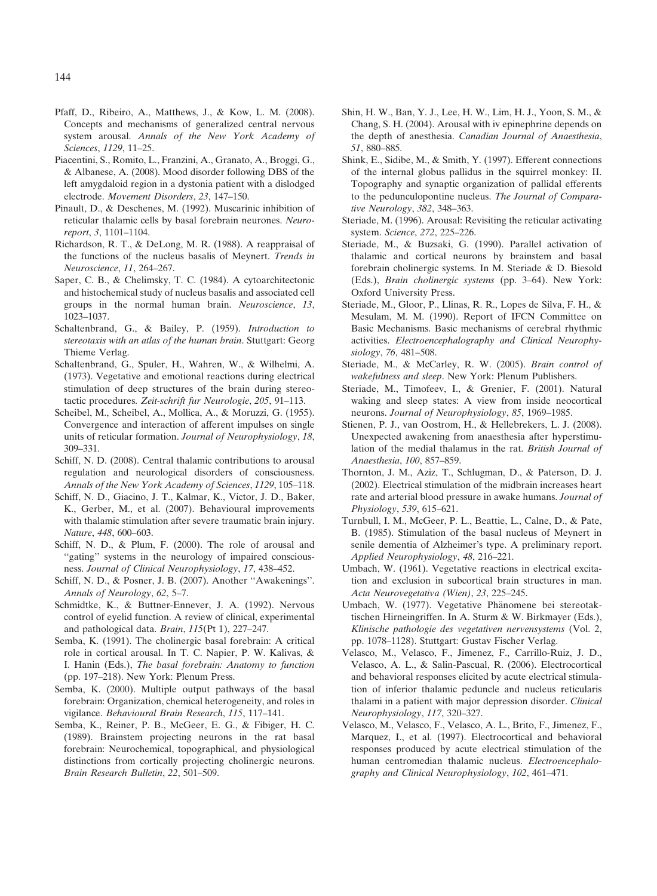Pfaff, D., Ribeiro, A., Matthews, J., & Kow, L. M. (2008). Concepts and mechanisms of generalized central nervous system arousal. *Annals of the New York Academy of Sciences*, *1129*, 11–25.

Piacentini, S., Romito, L., Franzini, A., Granato, A., Broggi, G., & Albanese, A. (2008). Mood disorder following DBS of the left amygdaloid region in a dystonia patient with a dislodged electrode. *Movement Disorders*, *23*, 147–150.

Pinault, D., & Deschenes, M. (1992). Muscarinic inhibition of reticular thalamic cells by basal forebrain neurones. *Neuroreport*, *3*, 1101–1104.

Richardson, R. T., & DeLong, M. R. (1988). A reappraisal of the functions of the nucleus basalis of Meynert. *Trends in Neuroscience*, *11*, 264–267.

Saper, C. B., & Chelimsky, T. C. (1984). A cytoarchitectonic and histochemical study of nucleus basalis and associated cell groups in the normal human brain. *Neuroscience*, *13*, 1023–1037.

Schaltenbrand, G., & Bailey, P. (1959). *Introduction to stereotaxis with an atlas of the human brain*. Stuttgart: Georg Thieme Verlag.

Schaltenbrand, G., Spuler, H., Wahren, W., & Wilhelmi, A. (1973). Vegetative and emotional reactions during electrical stimulation of deep structures of the brain during stereotactic procedures. *Zeit-schrift fur Neurologie*, *205*, 91–113.

Scheibel, M., Scheibel, A., Mollica, A., & Moruzzi, G. (1955). Convergence and interaction of afferent impulses on single units of reticular formation. *Journal of Neurophysiology*, *18*, 309–331.

Schiff, N. D. (2008). Central thalamic contributions to arousal regulation and neurological disorders of consciousness. *Annals of the New York Academy of Sciences*, *1129*, 105–118.

Schiff, N. D., Giacino, J. T., Kalmar, K., Victor, J. D., Baker, K., Gerber, M., et al. (2007). Behavioural improvements with thalamic stimulation after severe traumatic brain injury. *Nature*, *448*, 600–603.

Schiff, N. D., & Plum, F. (2000). The role of arousal and "gating" systems in the neurology of impaired consciousness. *Journal of Clinical Neurophysiology*, *17*, 438–452.

Schiff, N. D., & Posner, J. B. (2007). Another "Awakenings". *Annals of Neurology*, *62*, 5–7.

Schmidtke, K., & Buttner-Ennever, J. A. (1992). Nervous control of eyelid function. A review of clinical, experimental and pathological data. *Brain*, *115*(Pt 1), 227–247.

Semba, K. (1991). The cholinergic basal forebrain: A critical role in cortical arousal. In T. C. Napier, P. W. Kalivas, & I. Hanin (Eds.), *The basal forebrain: Anatomy to function* (pp. 197–218). New York: Plenum Press.

Semba, K. (2000). Multiple output pathways of the basal forebrain: Organization, chemical heterogeneity, and roles in vigilance. *Behavioural Brain Research*, *115*, 117–141.

Semba, K., Reiner, P. B., McGeer, E. G., & Fibiger, H. C. (1989). Brainstem projecting neurons in the rat basal forebrain: Neurochemical, topographical, and physiological distinctions from cortically projecting cholinergic neurons. *Brain Research Bulletin*, *22*, 501–509.

Shin, H. W., Ban, Y. J., Lee, H. W., Lim, H. J., Yoon, S. M., & Chang, S. H. (2004). Arousal with iv epinephrine depends on the depth of anesthesia. *Canadian Journal of Anaesthesia*, *51*, 880–885.

Shink, E., Sidibe, M., & Smith, Y. (1997). Efferent connections of the internal globus pallidus in the squirrel monkey: II. Topography and synaptic organization of pallidal efferents to the pedunculopontine nucleus. *The Journal of Comparative Neurology*, *382*, 348–363.

Steriade, M. (1996). Arousal: Revisiting the reticular activating system. *Science*, *272*, 225–226.

Steriade, M., & Buzsaki, G. (1990). Parallel activation of thalamic and cortical neurons by brainstem and basal forebrain cholinergic systems. In M. Steriade & D. Biesold (Eds.), *Brain cholinergic systems* (pp. 3–64). New York: Oxford University Press.

Steriade, M., Gloor, P., Llinas, R. R., Lopes de Silva, F. H., & Mesulam, M. M. (1990). Report of IFCN Committee on Basic Mechanisms. Basic mechanisms of cerebral rhythmic activities. *Electroencephalography and Clinical Neurophysiology*, *76*, 481–508.

Steriade, M., & McCarley, R. W. (2005). *Brain control of wakefulness and sleep*. New York: Plenum Publishers.

Steriade, M., Timofeev, I., & Grenier, F. (2001). Natural waking and sleep states: A view from inside neocortical neurons. *Journal of Neurophysiology*, *85*, 1969–1985.

Stienen, P. J., van Oostrom, H., & Hellebrekers, L. J. (2008). Unexpected awakening from anaesthesia after hyperstimulation of the medial thalamus in the rat. *British Journal of Anaesthesia*, *100*, 857–859.

Thornton, J. M., Aziz, T., Schlugman, D., & Paterson, D. J. (2002). Electrical stimulation of the midbrain increases heart rate and arterial blood pressure in awake humans. *Journal of Physiology*, *539*, 615–621.

Turnbull, I. M., McGeer, P. L., Beattie, L., Calne, D., & Pate, B. (1985). Stimulation of the basal nucleus of Meynert in senile dementia of Alzheimer's type. A preliminary report. *Applied Neurophysiology*, *48*, 216–221.

Umbach, W. (1961). Vegetative reactions in electrical excitation and exclusion in subcortical brain structures in man. *Acta Neurovegetativa (Wien)*, *23*, 225–245.

Umbach, W. (1977). Vegetative Phänomene bei stereotaktischen Hirneingriffen. In A. Sturm & W. Birkmayer (Eds.), *Klinische pathologie des vegetativen nervensystems* (Vol. 2, pp. 1078–1128). Stuttgart: Gustav Fischer Verlag.

Velasco, M., Velasco, F., Jimenez, F., Carrillo-Ruiz, J. D., Velasco, A. L., & Salin-Pascual, R. (2006). Electrocortical and behavioral responses elicited by acute electrical stimulation of inferior thalamic peduncle and nucleus reticularis thalami in a patient with major depression disorder. *Clinical Neurophysiology*, *117*, 320–327.

Velasco, M., Velasco, F., Velasco, A. L., Brito, F., Jimenez, F., Marquez, I., et al. (1997). Electrocortical and behavioral responses produced by acute electrical stimulation of the human centromedian thalamic nucleus. *Electroencephalography and Clinical Neurophysiology*, *102*, 461–471.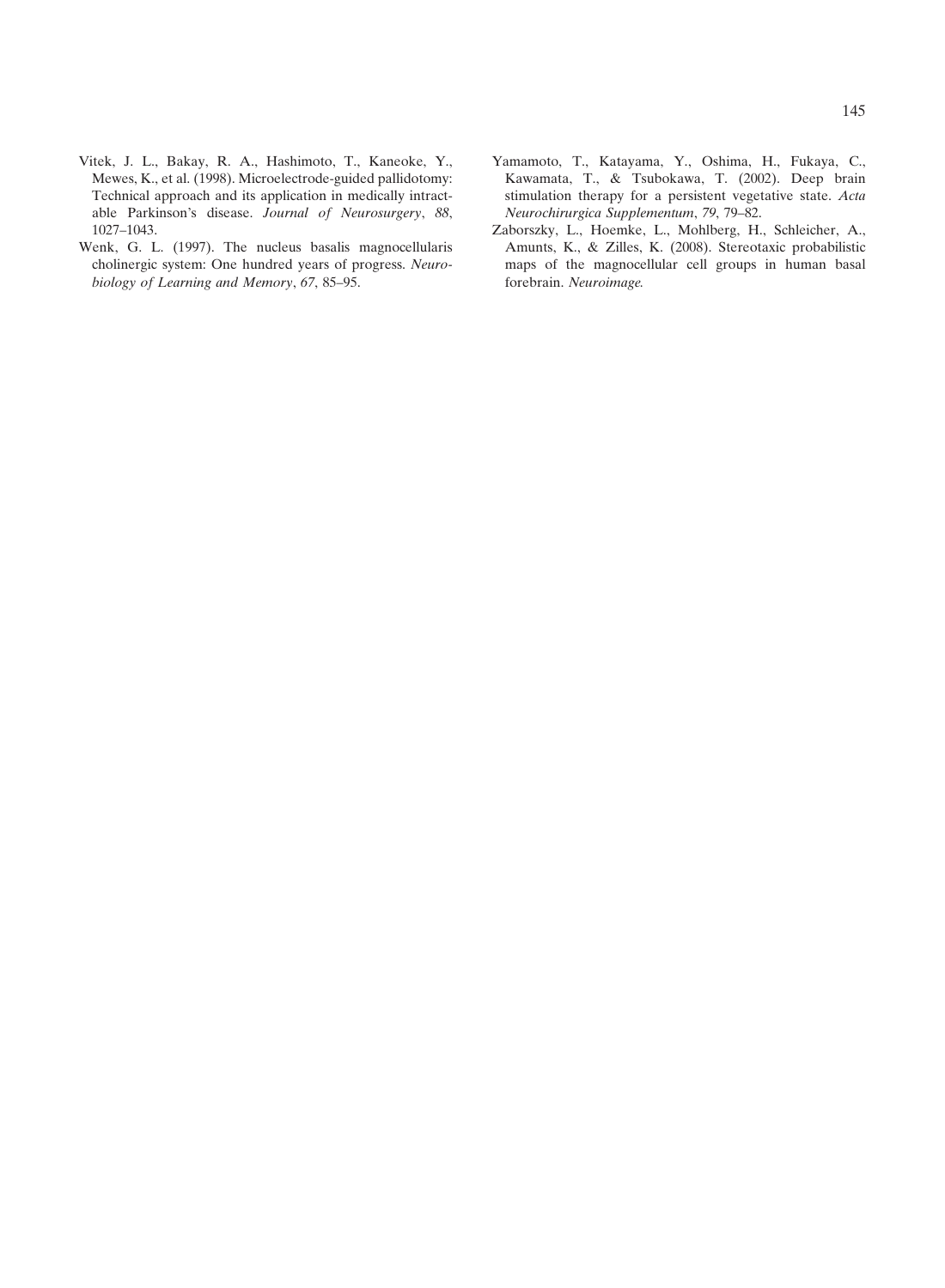Vitek, J. L., Bakay, R. A., Hashimoto, T., Kaneoke, Y., Mewes, K., et al. (1998). Microelectrode-guided pallidotomy: Technical approach and its application in medically intractable Parkinson's disease. *Journal of Neurosurgery*, *88*, 1027–1043.

Wenk, G. L. (1997). The nucleus basalis magnocellularis cholinergic system: One hundred years of progress. *Neurobiology of Learning and Memory*, *67*, 85–95.

Yamamoto, T., Katayama, Y., Oshima, H., Fukaya, C., Kawamata, T., & Tsubokawa, T. (2002). Deep brain stimulation therapy for a persistent vegetative state. *Acta Neurochirurgica Supplementum*, *79*, 79–82.

Zaborszky, L., Hoemke, L., Mohlberg, H., Schleicher, A., Amunts, K., & Zilles, K. (2008). Stereotaxic probabilistic maps of the magnocellular cell groups in human basal forebrain. *Neuroimage*.